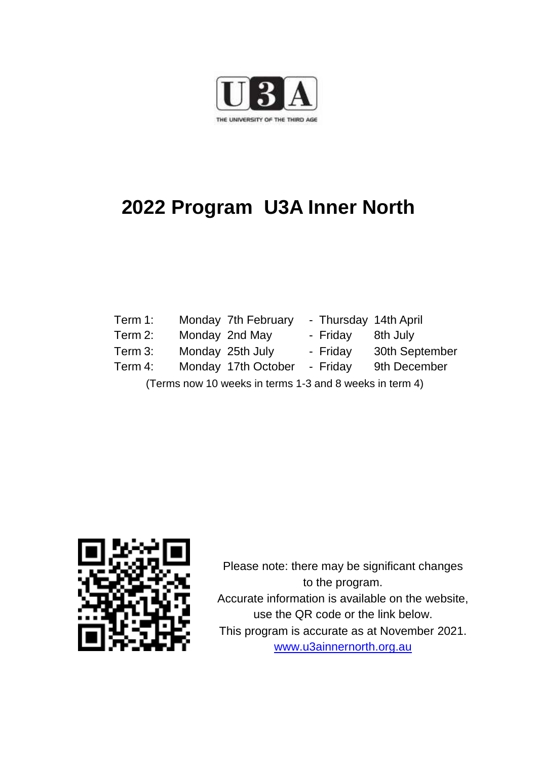U3A

THE UNIVERSITY OF THE THIRD AGE

# 2022 Program U3A Inner North

| | | | | | |
|---|---|---|---|---|---|
| Term 1: | Monday | 7th February | - | Thursday | 14th April |
| Term 2: | Monday | 2nd May | - | Friday | 8th July |
| Term 3: | Monday | 25th July | - | Friday | 30th September |
| Term 4: | Monday | 17th October | - | Friday | 9th December |

(Terms now 10 weeks in terms 1-3 and 8 weeks in term 4)

Please note: there may be significant changes to the program.
Accurate information is available on the website, use the QR code or the link below.
This program is accurate as at November 2021.
[www.u3ainnernorth.org.au](http://www.u3ainnernorth.org.au)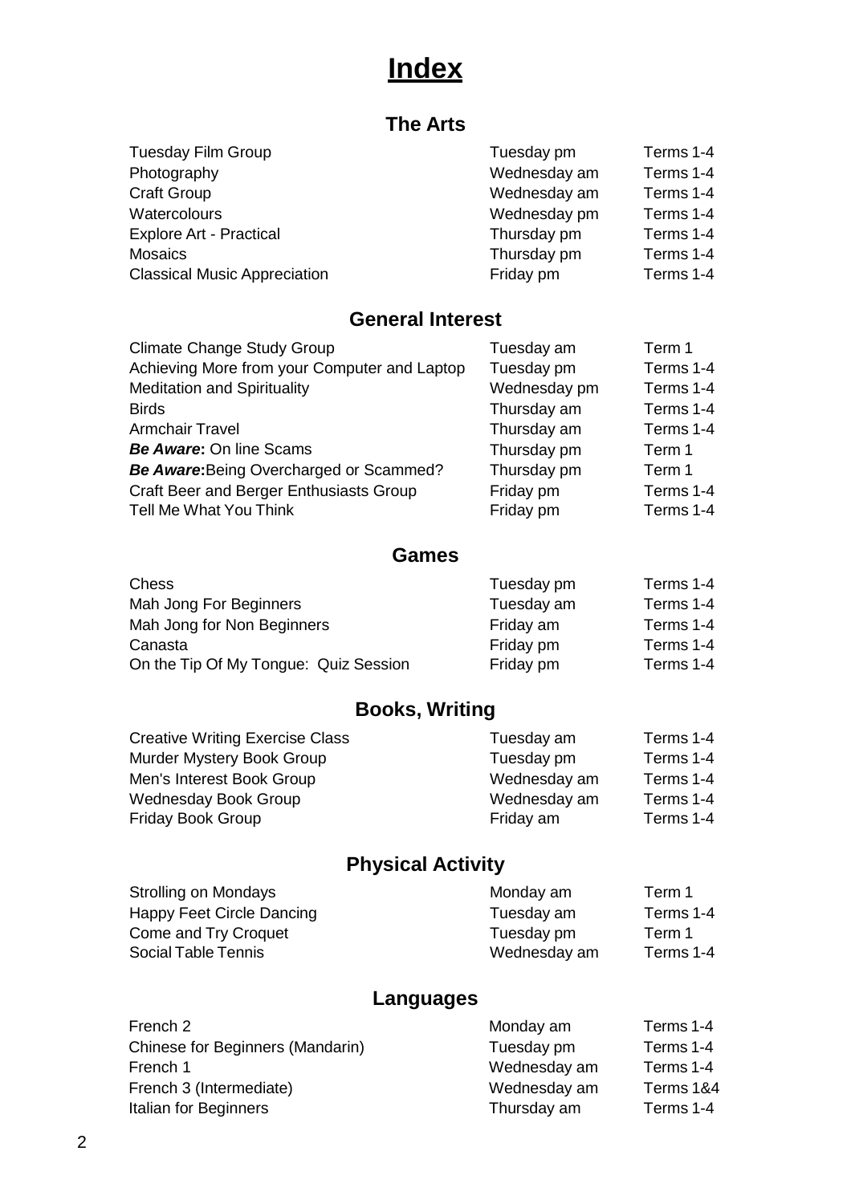# Index

## The Arts

| | | |
|---|---|---|
| Tuesday Film Group | Tuesday pm | Terms 1-4 |
| Photography | Wednesday am | Terms 1-4 |
| Craft Group | Wednesday am | Terms 1-4 |
| Watercolours | Wednesday pm | Terms 1-4 |
| Explore Art - Practical | Thursday pm | Terms 1-4 |
| Mosaics | Thursday pm | Terms 1-4 |
| Classical Music Appreciation | Friday pm | Terms 1-4 |

## General Interest

| | | |
|---|---|---|
| Climate Change Study Group | Tuesday am | Term 1 |
| Achieving More from your Computer and Laptop | Tuesday pm | Terms 1-4 |
| Meditation and Spirituality | Wednesday pm | Terms 1-4 |
| Birds | Thursday am | Terms 1-4 |
| Armchair Travel | Thursday am | Terms 1-4 |
| ***Be Aware*:** On line Scams | Thursday pm | Term 1 |
| ***Be Aware*:**Being Overcharged or Scammed? | Thursday pm | Term 1 |
| Craft Beer and Berger Enthusiasts Group | Friday pm | Terms 1-4 |
| Tell Me What You Think | Friday pm | Terms 1-4 |

## Games

| | | |
|---|---|---|
| Chess | Tuesday pm | Terms 1-4 |
| Mah Jong For Beginners | Tuesday am | Terms 1-4 |
| Mah Jong for Non Beginners | Friday am | Terms 1-4 |
| Canasta | Friday pm | Terms 1-4 |
| On the Tip Of My Tongue: Quiz Session | Friday pm | Terms 1-4 |

## Books, Writing

| | | |
|---|---|---|
| Creative Writing Exercise Class | Tuesday am | Terms 1-4 |
| Murder Mystery Book Group | Tuesday pm | Terms 1-4 |
| Men's Interest Book Group | Wednesday am | Terms 1-4 |
| Wednesday Book Group | Wednesday am | Terms 1-4 |
| Friday Book Group | Friday am | Terms 1-4 |

## Physical Activity

| | | |
|---|---|---|
| Strolling on Mondays | Monday am | Term 1 |
| Happy Feet Circle Dancing | Tuesday am | Terms 1-4 |
| Come and Try Croquet | Tuesday pm | Term 1 |
| Social Table Tennis | Wednesday am | Terms 1-4 |

## Languages

| | | |
|---|---|---|
| French 2 | Monday am | Terms 1-4 |
| Chinese for Beginners (Mandarin) | Tuesday pm | Terms 1-4 |
| French 1 | Wednesday am | Terms 1-4 |
| French 3 (Intermediate) | Wednesday am | Terms 1&4 |
| Italian for Beginners | Thursday am | Terms 1-4 |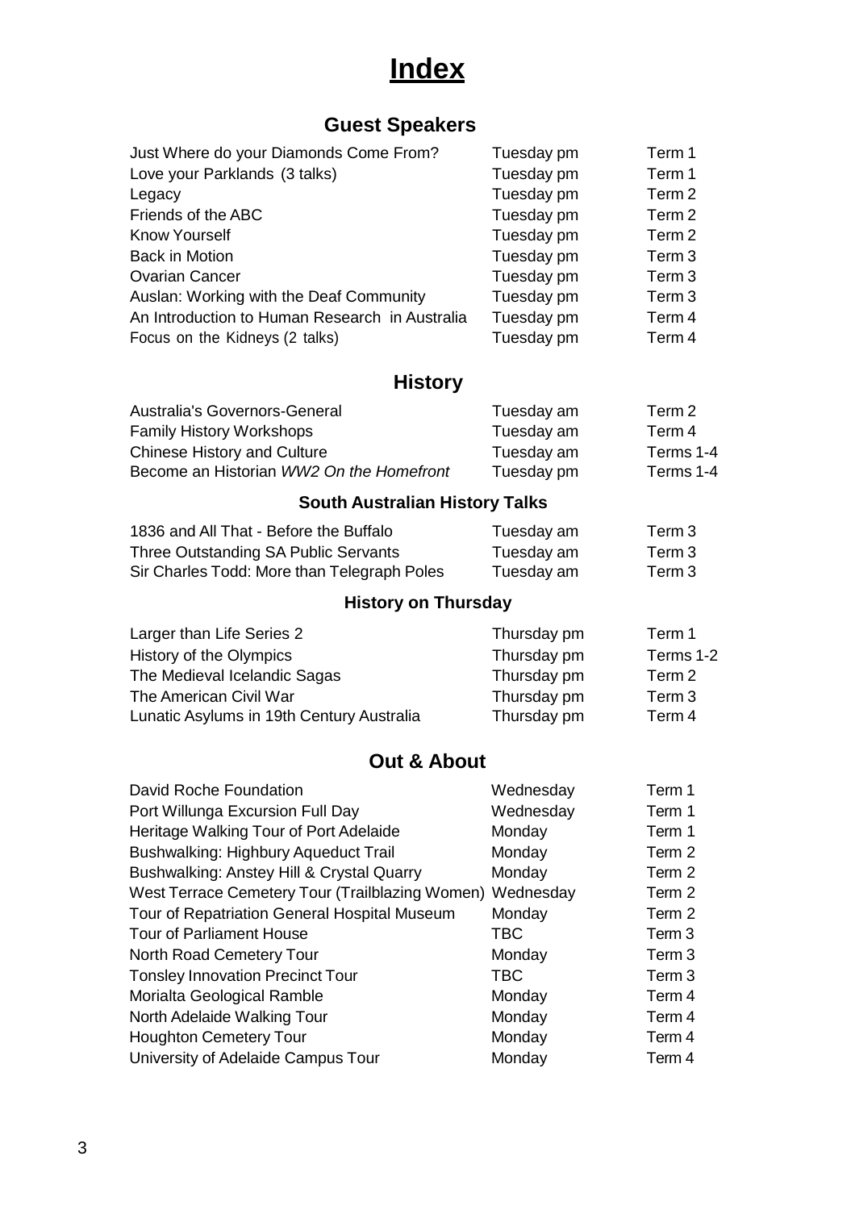# Index

## Guest Speakers

| | | |
|---|---|---|
| Just Where do your Diamonds Come From? | Tuesday pm | Term 1 |
| Love your Parklands (3 talks) | Tuesday pm | Term 1 |
| Legacy | Tuesday pm | Term 2 |
| Friends of the ABC | Tuesday pm | Term 2 |
| Know Yourself | Tuesday pm | Term 2 |
| Back in Motion | Tuesday pm | Term 3 |
| Ovarian Cancer | Tuesday pm | Term 3 |
| Auslan: Working with the Deaf Community | Tuesday pm | Term 3 |
| An Introduction to Human Research in Australia | Tuesday pm | Term 4 |
| Focus on the Kidneys (2 talks) | Tuesday pm | Term 4 |

## History

| | | |
|---|---|---|
| Australia's Governors-General | Tuesday am | Term 2 |
| Family History Workshops | Tuesday am | Term 4 |
| Chinese History and Culture | Tuesday am | Terms 1-4 |
| Become an Historian *WW2 On the Homefront* | Tuesday pm | Terms 1-4 |

### South Australian History Talks

| | | |
|---|---|---|
| 1836 and All That - Before the Buffalo | Tuesday am | Term 3 |
| Three Outstanding SA Public Servants | Tuesday am | Term 3 |
| Sir Charles Todd: More than Telegraph Poles | Tuesday am | Term 3 |

### History on Thursday

| | | |
|---|---|---|
| Larger than Life Series 2 | Thursday pm | Term 1 |
| History of the Olympics | Thursday pm | Terms 1-2 |
| The Medieval Icelandic Sagas | Thursday pm | Term 2 |
| The American Civil War | Thursday pm | Term 3 |
| Lunatic Asylums in 19th Century Australia | Thursday pm | Term 4 |

## Out & About

| | | |
|---|---|---|
| David Roche Foundation | Wednesday | Term 1 |
| Port Willunga Excursion Full Day | Wednesday | Term 1 |
| Heritage Walking Tour of Port Adelaide | Monday | Term 1 |
| Bushwalking: Highbury Aqueduct Trail | Monday | Term 2 |
| Bushwalking: Anstey Hill & Crystal Quarry | Monday | Term 2 |
| West Terrace Cemetery Tour (Trailblazing Women) | Wednesday | Term 2 |
| Tour of Repatriation General Hospital Museum | Monday | Term 2 |
| Tour of Parliament House | TBC | Term 3 |
| North Road Cemetery Tour | Monday | Term 3 |
| Tonsley Innovation Precinct Tour | TBC | Term 3 |
| Morialta Geological Ramble | Monday | Term 4 |
| North Adelaide Walking Tour | Monday | Term 4 |
| Houghton Cemetery Tour | Monday | Term 4 |
| University of Adelaide Campus Tour | Monday | Term 4 |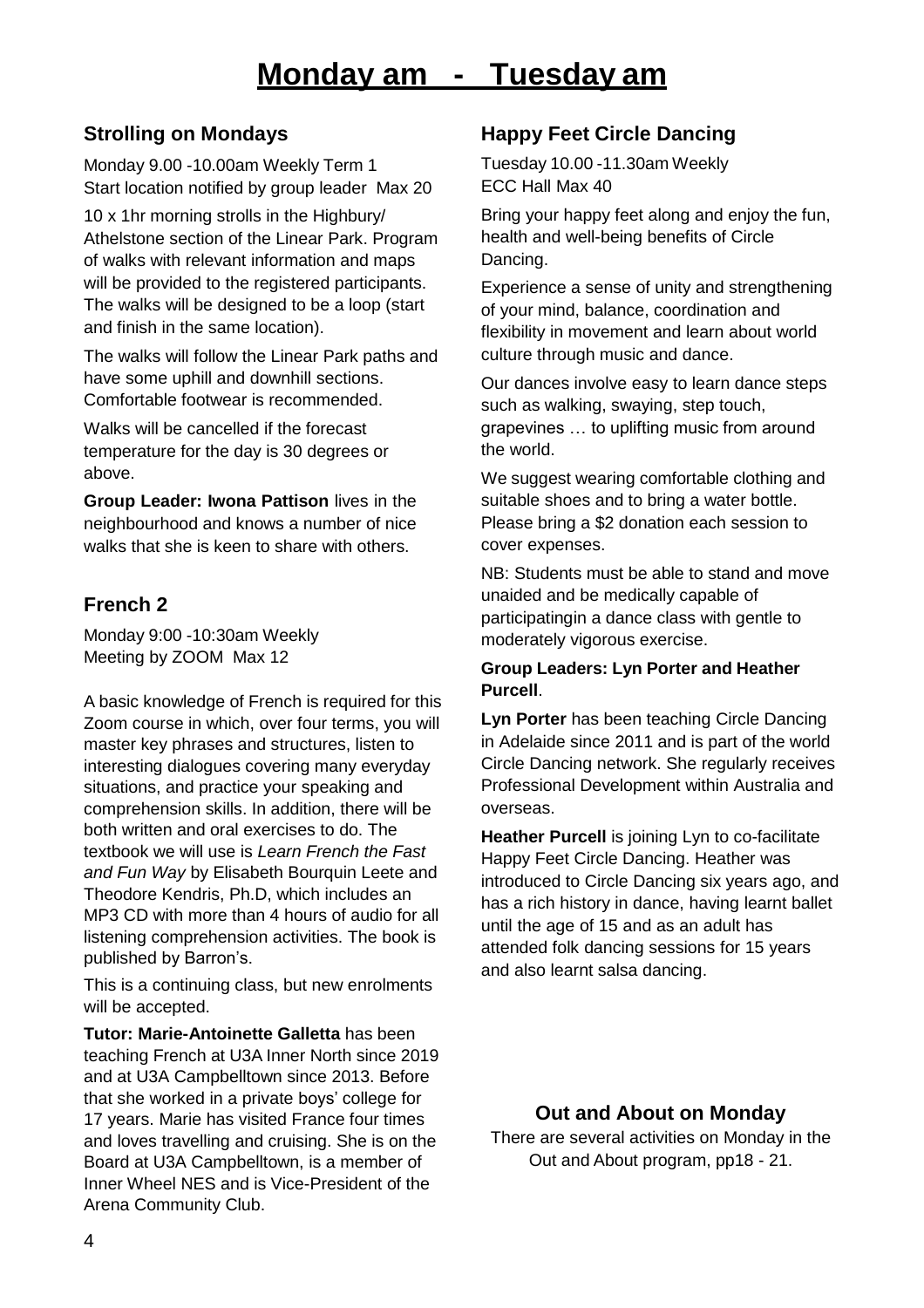# Monday am - Tuesday am

## Strolling on Mondays

Monday 9.00 -10.00am Weekly Term 1
Start location notified by group leader Max 20

10 x 1hr morning strolls in the Highbury/ Athelstone section of the Linear Park. Program of walks with relevant information and maps will be provided to the registered participants. The walks will be designed to be a loop (start and finish in the same location).

The walks will follow the Linear Park paths and have some uphill and downhill sections. Comfortable footwear is recommended.

Walks will be cancelled if the forecast temperature for the day is 30 degrees or above.

**Group Leader: Iwona Pattison** lives in the neighbourhood and knows a number of nice walks that she is keen to share with others.

## French 2

Monday 9:00 -10:30am Weekly
Meeting by ZOOM Max 12

A basic knowledge of French is required for this Zoom course in which, over four terms, you will master key phrases and structures, listen to interesting dialogues covering many everyday situations, and practice your speaking and comprehension skills. In addition, there will be both written and oral exercises to do. The textbook we will use is *Learn French the Fast and Fun Way* by Elisabeth Bourquin Leete and Theodore Kendris, Ph.D, which includes an MP3 CD with more than 4 hours of audio for all listening comprehension activities. The book is published by Barron's.

This is a continuing class, but new enrolments will be accepted.

**Tutor: Marie-Antoinette Galletta** has been teaching French at U3A Inner North since 2019 and at U3A Campbelltown since 2013. Before that she worked in a private boys' college for 17 years. Marie has visited France four times and loves travelling and cruising. She is on the Board at U3A Campbelltown, is a member of Inner Wheel NES and is Vice-President of the Arena Community Club.

## Happy Feet Circle Dancing

Tuesday 10.00 -11.30am Weekly
ECC Hall Max 40

Bring your happy feet along and enjoy the fun, health and well-being benefits of Circle Dancing.

Experience a sense of unity and strengthening of your mind, balance, coordination and flexibility in movement and learn about world culture through music and dance.

Our dances involve easy to learn dance steps such as walking, swaying, step touch, grapevines … to uplifting music from around the world.

We suggest wearing comfortable clothing and suitable shoes and to bring a water bottle. Please bring a $2 donation each session to cover expenses.

NB: Students must be able to stand and move unaided and be medically capable of participatingin a dance class with gentle to moderately vigorous exercise.

**Group Leaders: Lyn Porter and Heather Purcell**.

**Lyn Porter** has been teaching Circle Dancing in Adelaide since 2011 and is part of the world Circle Dancing network. She regularly receives Professional Development within Australia and overseas.

**Heather Purcell** is joining Lyn to co-facilitate Happy Feet Circle Dancing. Heather was introduced to Circle Dancing six years ago, and has a rich history in dance, having learnt ballet until the age of 15 and as an adult has attended folk dancing sessions for 15 years and also learnt salsa dancing.

### Out and About on Monday

There are several activities on Monday in the Out and About program, pp18 - 21.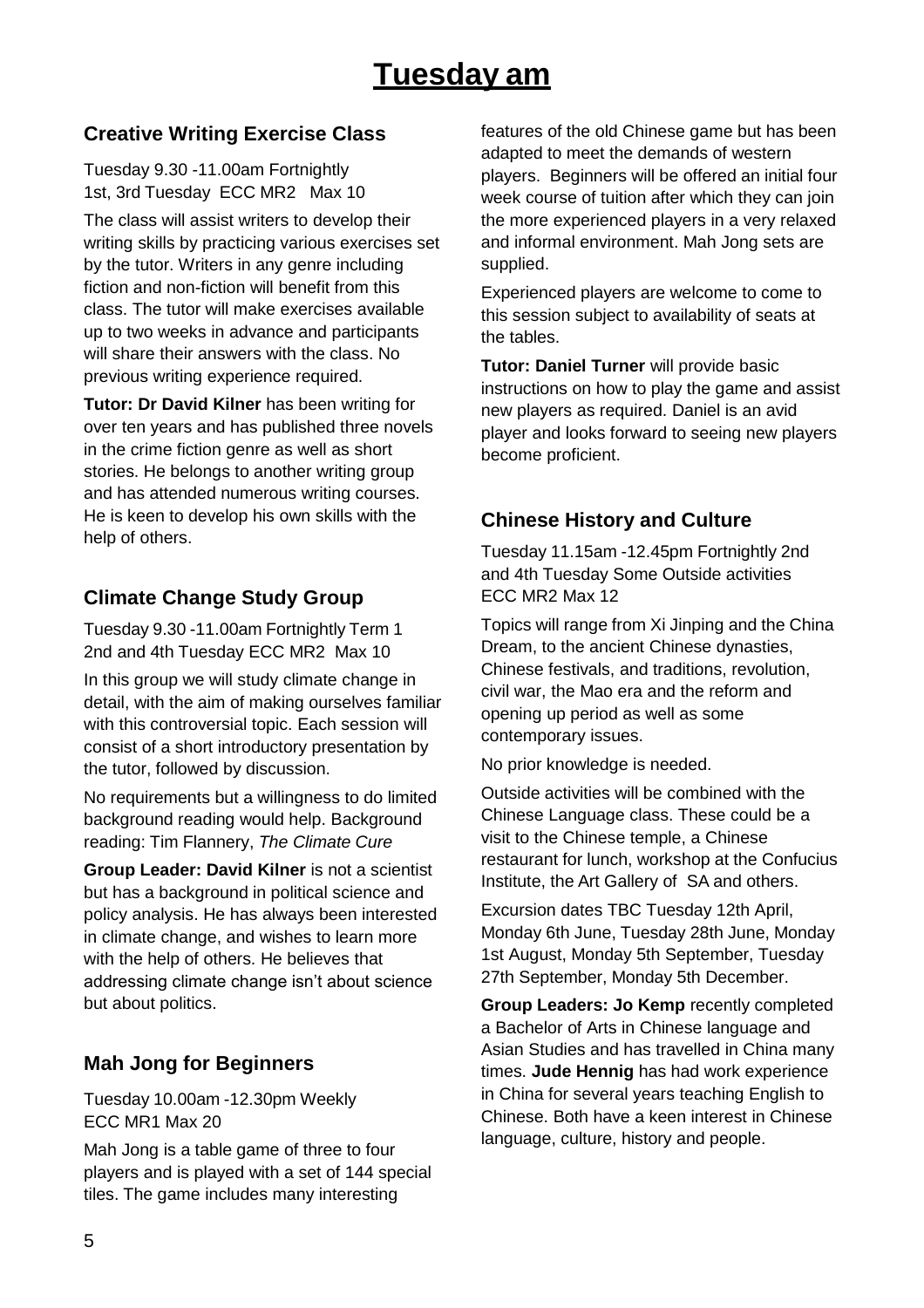# Tuesday am

## Creative Writing Exercise Class

Tuesday 9.30 -11.00am Fortnightly
1st, 3rd Tuesday ECC MR2 Max 10

The class will assist writers to develop their writing skills by practicing various exercises set by the tutor. Writers in any genre including fiction and non-fiction will benefit from this class. The tutor will make exercises available up to two weeks in advance and participants will share their answers with the class. No previous writing experience required.

**Tutor: Dr David Kilner** has been writing for over ten years and has published three novels in the crime fiction genre as well as short stories. He belongs to another writing group and has attended numerous writing courses. He is keen to develop his own skills with the help of others.

## Climate Change Study Group

Tuesday 9.30 -11.00am Fortnightly Term 1
2nd and 4th Tuesday ECC MR2 Max 10

In this group we will study climate change in detail, with the aim of making ourselves familiar with this controversial topic. Each session will consist of a short introductory presentation by the tutor, followed by discussion.

No requirements but a willingness to do limited background reading would help. Background reading: Tim Flannery, *The Climate Cure*

**Group Leader: David Kilner** is not a scientist but has a background in political science and policy analysis. He has always been interested in climate change, and wishes to learn more with the help of others. He believes that addressing climate change isn't about science but about politics.

## Mah Jong for Beginners

Tuesday 10.00am -12.30pm Weekly
ECC MR1 Max 20

Mah Jong is a table game of three to four players and is played with a set of 144 special tiles. The game includes many interesting features of the old Chinese game but has been adapted to meet the demands of western players. Beginners will be offered an initial four week course of tuition after which they can join the more experienced players in a very relaxed and informal environment. Mah Jong sets are supplied.

Experienced players are welcome to come to this session subject to availability of seats at the tables.

**Tutor: Daniel Turner** will provide basic instructions on how to play the game and assist new players as required. Daniel is an avid player and looks forward to seeing new players become proficient.

## Chinese History and Culture

Tuesday 11.15am -12.45pm Fortnightly 2nd and 4th Tuesday Some Outside activities
ECC MR2 Max 12

Topics will range from Xi Jinping and the China Dream, to the ancient Chinese dynasties, Chinese festivals, and traditions, revolution, civil war, the Mao era and the reform and opening up period as well as some contemporary issues.

No prior knowledge is needed.

Outside activities will be combined with the Chinese Language class. These could be a visit to the Chinese temple, a Chinese restaurant for lunch, workshop at the Confucius Institute, the Art Gallery of SA and others.

Excursion dates TBC Tuesday 12th April, Monday 6th June, Tuesday 28th June, Monday 1st August, Monday 5th September, Tuesday 27th September, Monday 5th December.

**Group Leaders: Jo Kemp** recently completed a Bachelor of Arts in Chinese language and Asian Studies and has travelled in China many times. **Jude Hennig** has had work experience in China for several years teaching English to Chinese. Both have a keen interest in Chinese language, culture, history and people.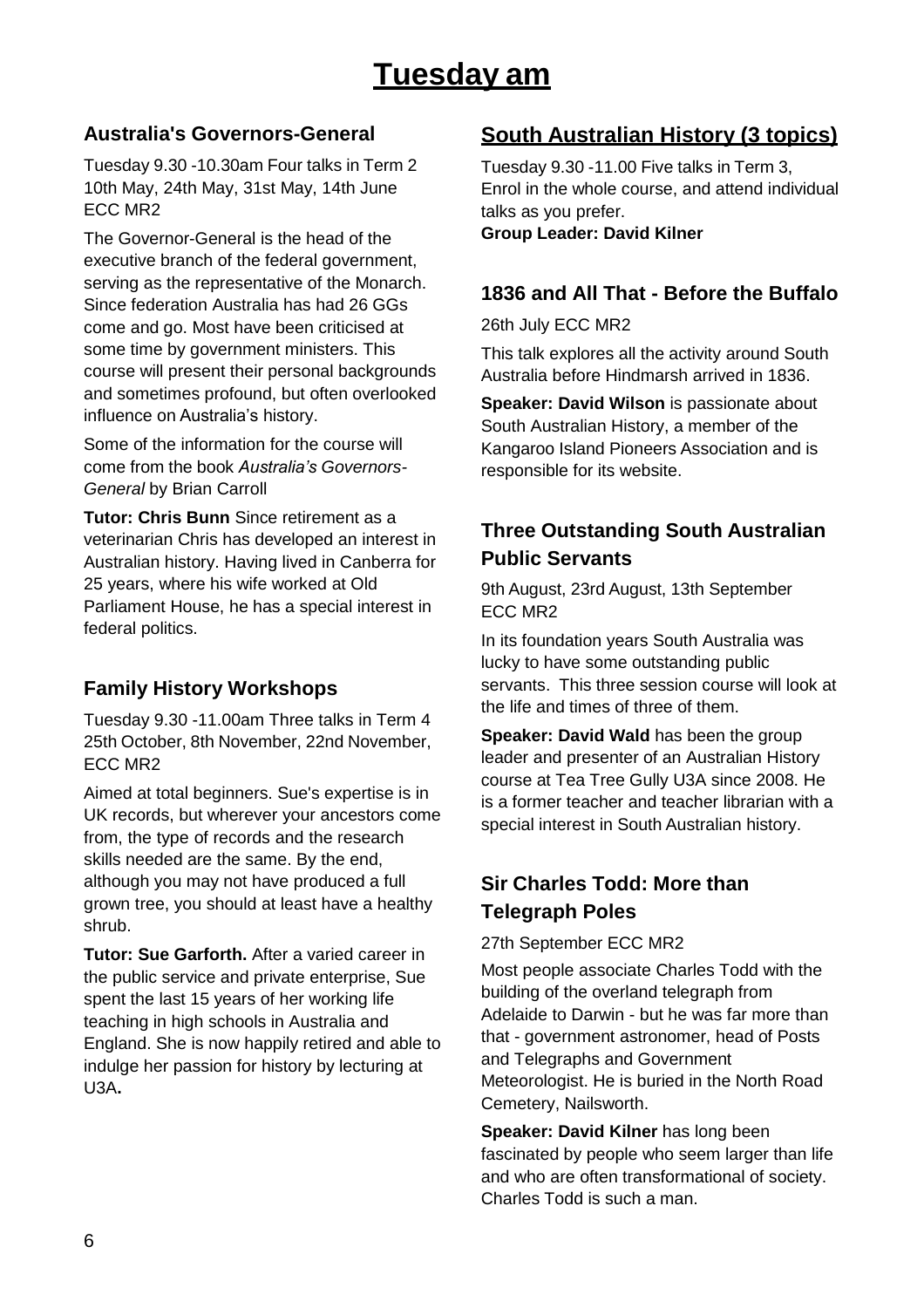# Tuesday am

## Australia's Governors-General

Tuesday 9.30 -10.30am Four talks in Term 2
10th May, 24th May, 31st May, 14th June
ECC MR2

The Governor-General is the head of the executive branch of the federal government, serving as the representative of the Monarch. Since federation Australia has had 26 GGs come and go. Most have been criticised at some time by government ministers. This course will present their personal backgrounds and sometimes profound, but often overlooked influence on Australia's history.

Some of the information for the course will come from the book *Australia's Governors-General* by Brian Carroll

**Tutor: Chris Bunn** Since retirement as a veterinarian Chris has developed an interest in Australian history. Having lived in Canberra for 25 years, where his wife worked at Old Parliament House, he has a special interest in federal politics.

## Family History Workshops

Tuesday 9.30 -11.00am Three talks in Term 4
25th October, 8th November, 22nd November,
ECC MR2

Aimed at total beginners. Sue's expertise is in UK records, but wherever your ancestors come from, the type of records and the research skills needed are the same. By the end, although you may not have produced a full grown tree, you should at least have a healthy shrub.

**Tutor: Sue Garforth.** After a varied career in the public service and private enterprise, Sue spent the last 15 years of her working life teaching in high schools in Australia and England. She is now happily retired and able to indulge her passion for history by lecturing at U3A**.**

## South Australian History (3 topics)

Tuesday 9.30 -11.00 Five talks in Term 3,
Enrol in the whole course, and attend individual talks as you prefer.
**Group Leader: David Kilner**

### 1836 and All That - Before the Buffalo

26th July ECC MR2

This talk explores all the activity around South Australia before Hindmarsh arrived in 1836.

**Speaker: David Wilson** is passionate about South Australian History, a member of the Kangaroo Island Pioneers Association and is responsible for its website.

### Three Outstanding South Australian Public Servants

9th August, 23rd August, 13th September
ECC MR2

In its foundation years South Australia was lucky to have some outstanding public servants. This three session course will look at the life and times of three of them.

**Speaker: David Wald** has been the group leader and presenter of an Australian History course at Tea Tree Gully U3A since 2008. He is a former teacher and teacher librarian with a special interest in South Australian history.

### Sir Charles Todd: More than Telegraph Poles

27th September ECC MR2

Most people associate Charles Todd with the building of the overland telegraph from Adelaide to Darwin - but he was far more than that - government astronomer, head of Posts and Telegraphs and Government Meteorologist. He is buried in the North Road Cemetery, Nailsworth.

**Speaker: David Kilner** has long been fascinated by people who seem larger than life and who are often transformational of society. Charles Todd is such a man.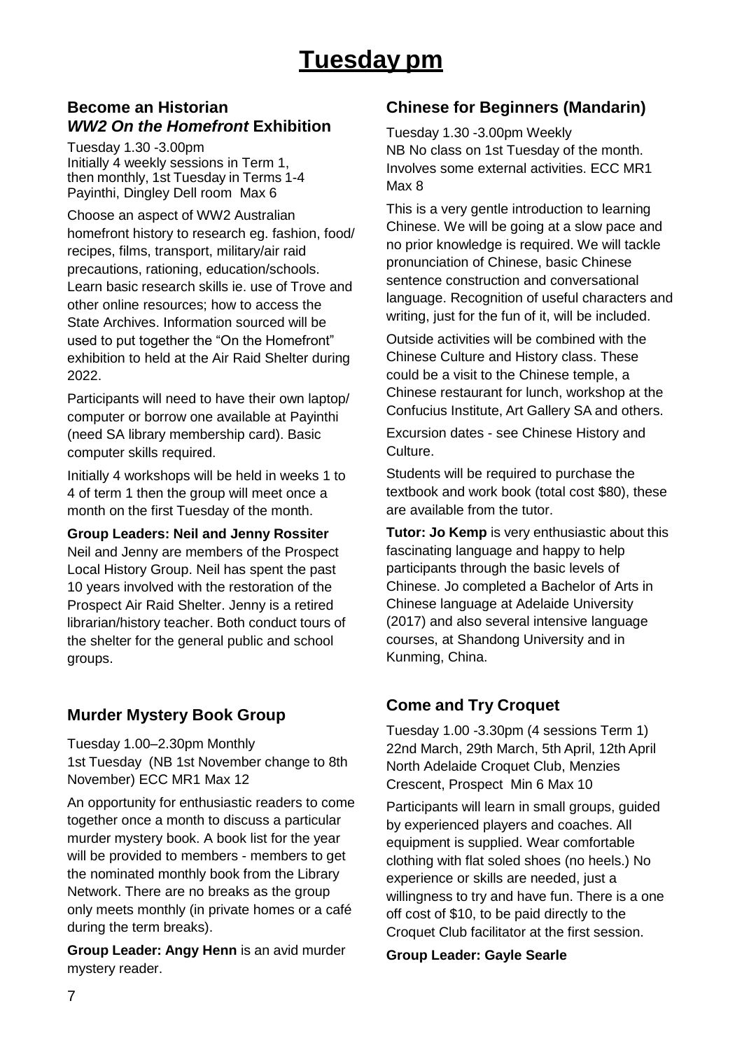# Tuesday pm

## Become an Historian
## *WW2 On the Homefront* Exhibition

Tuesday 1.30 -3.00pm
Initially 4 weekly sessions in Term 1, then monthly, 1st Tuesday in Terms 1-4
Payinthi, Dingley Dell room Max 6

Choose an aspect of WW2 Australian homefront history to research eg. fashion, food/recipes, films, transport, military/air raid precautions, rationing, education/schools. Learn basic research skills ie. use of Trove and other online resources; how to access the State Archives. Information sourced will be used to put together the "On the Homefront" exhibition to held at the Air Raid Shelter during 2022.

Participants will need to have their own laptop/computer or borrow one available at Payinthi (need SA library membership card). Basic computer skills required.

Initially 4 workshops will be held in weeks 1 to 4 of term 1 then the group will meet once a month on the first Tuesday of the month.

**Group Leaders: Neil and Jenny Rossiter**
Neil and Jenny are members of the Prospect Local History Group. Neil has spent the past 10 years involved with the restoration of the Prospect Air Raid Shelter. Jenny is a retired librarian/history teacher. Both conduct tours of the shelter for the general public and school groups.

## Murder Mystery Book Group

Tuesday 1.00–2.30pm Monthly
1st Tuesday (NB 1st November change to 8th November) ECC MR1 Max 12

An opportunity for enthusiastic readers to come together once a month to discuss a particular murder mystery book. A book list for the year will be provided to members - members to get the nominated monthly book from the Library Network. There are no breaks as the group only meets monthly (in private homes or a café during the term breaks).

**Group Leader: Angy Henn** is an avid murder mystery reader.

## Chinese for Beginners (Mandarin)

Tuesday 1.30 -3.00pm Weekly
NB No class on 1st Tuesday of the month.
Involves some external activities. ECC MR1 Max 8

This is a very gentle introduction to learning Chinese. We will be going at a slow pace and no prior knowledge is required. We will tackle pronunciation of Chinese, basic Chinese sentence construction and conversational language. Recognition of useful characters and writing, just for the fun of it, will be included.

Outside activities will be combined with the Chinese Culture and History class. These could be a visit to the Chinese temple, a Chinese restaurant for lunch, workshop at the Confucius Institute, Art Gallery SA and others.

Excursion dates - see Chinese History and Culture.

Students will be required to purchase the textbook and work book (total cost $80), these are available from the tutor.

**Tutor: Jo Kemp** is very enthusiastic about this fascinating language and happy to help participants through the basic levels of Chinese. Jo completed a Bachelor of Arts in Chinese language at Adelaide University (2017) and also several intensive language courses, at Shandong University and in Kunming, China.

## Come and Try Croquet

Tuesday 1.00 -3.30pm (4 sessions Term 1)
22nd March, 29th March, 5th April, 12th April
North Adelaide Croquet Club, Menzies Crescent, Prospect Min 6 Max 10

Participants will learn in small groups, guided by experienced players and coaches. All equipment is supplied. Wear comfortable clothing with flat soled shoes (no heels.) No experience or skills are needed, just a willingness to try and have fun. There is a one off cost of $10, to be paid directly to the Croquet Club facilitator at the first session.

**Group Leader: Gayle Searle**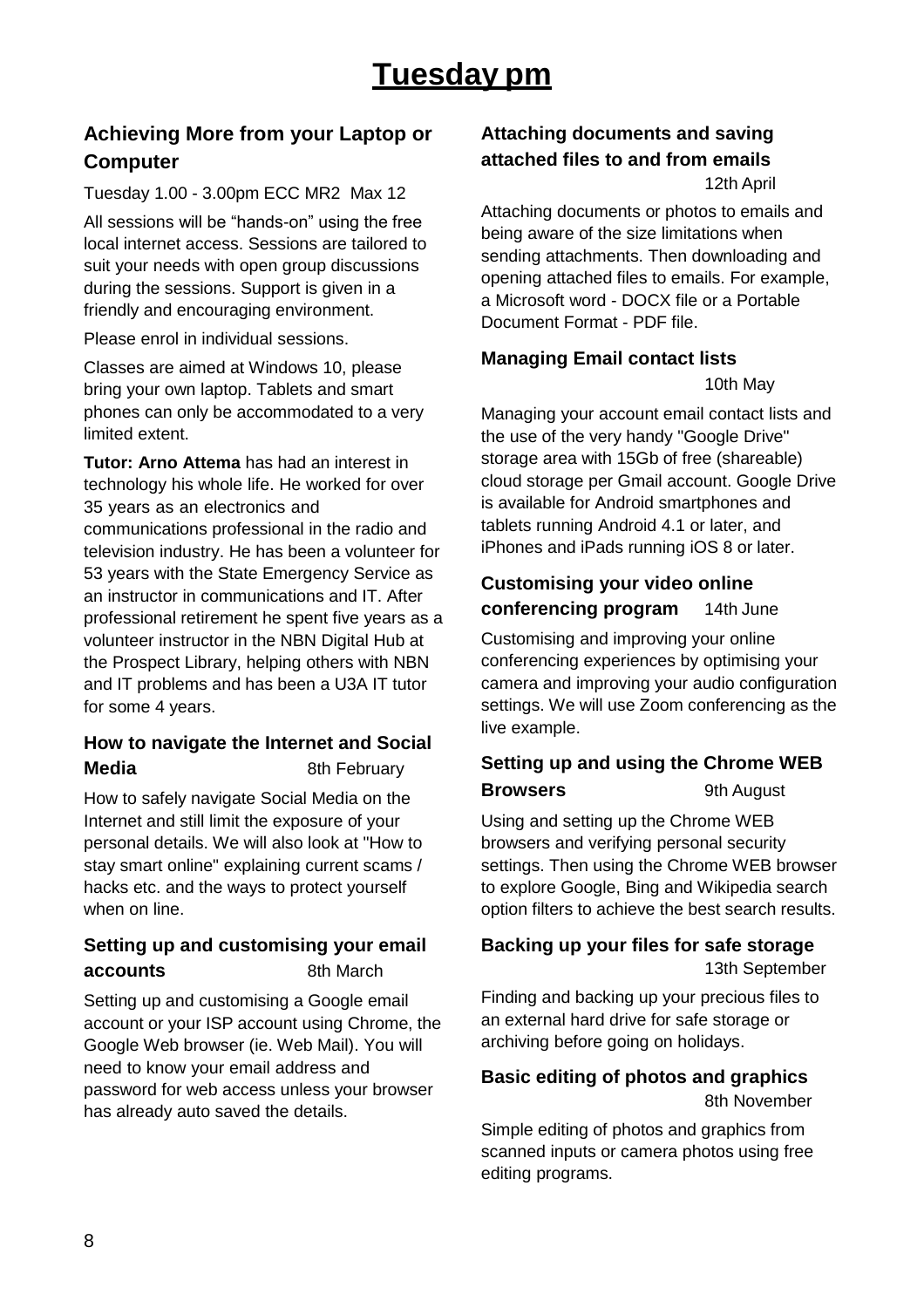# Tuesday pm

## Achieving More from your Laptop or Computer

Tuesday 1.00 - 3.00pm ECC MR2 Max 12

All sessions will be "hands-on" using the free local internet access. Sessions are tailored to suit your needs with open group discussions during the sessions. Support is given in a friendly and encouraging environment.

Please enrol in individual sessions.

Classes are aimed at Windows 10, please bring your own laptop. Tablets and smart phones can only be accommodated to a very limited extent.

**Tutor: Arno Attema** has had an interest in technology his whole life. He worked for over 35 years as an electronics and communications professional in the radio and television industry. He has been a volunteer for 53 years with the State Emergency Service as an instructor in communications and IT. After professional retirement he spent five years as a volunteer instructor in the NBN Digital Hub at the Prospect Library, helping others with NBN and IT problems and has been a U3A IT tutor for some 4 years.

### How to navigate the Internet and Social Media

8th February

How to safely navigate Social Media on the Internet and still limit the exposure of your personal details. We will also look at "How to stay smart online" explaining current scams / hacks etc. and the ways to protect yourself when on line.

### Setting up and customising your email accounts

8th March

Setting up and customising a Google email account or your ISP account using Chrome, the Google Web browser (ie. Web Mail). You will need to know your email address and password for web access unless your browser has already auto saved the details.

### Attaching documents and saving attached files to and from emails

12th April

Attaching documents or photos to emails and being aware of the size limitations when sending attachments. Then downloading and opening attached files to emails. For example, a Microsoft word - DOCX file or a Portable Document Format - PDF file.

### Managing Email contact lists

10th May

Managing your account email contact lists and the use of the very handy "Google Drive" storage area with 15Gb of free (shareable) cloud storage per Gmail account. Google Drive is available for Android smartphones and tablets running Android 4.1 or later, and iPhones and iPads running iOS 8 or later.

### Customising your video online conferencing program

14th June

Customising and improving your online conferencing experiences by optimising your camera and improving your audio configuration settings. We will use Zoom conferencing as the live example.

### Setting up and using the Chrome WEB Browsers

9th August

Using and setting up the Chrome WEB browsers and verifying personal security settings. Then using the Chrome WEB browser to explore Google, Bing and Wikipedia search option filters to achieve the best search results.

### Backing up your files for safe storage

13th September

Finding and backing up your precious files to an external hard drive for safe storage or archiving before going on holidays.

### Basic editing of photos and graphics

8th November

Simple editing of photos and graphics from scanned inputs or camera photos using free editing programs.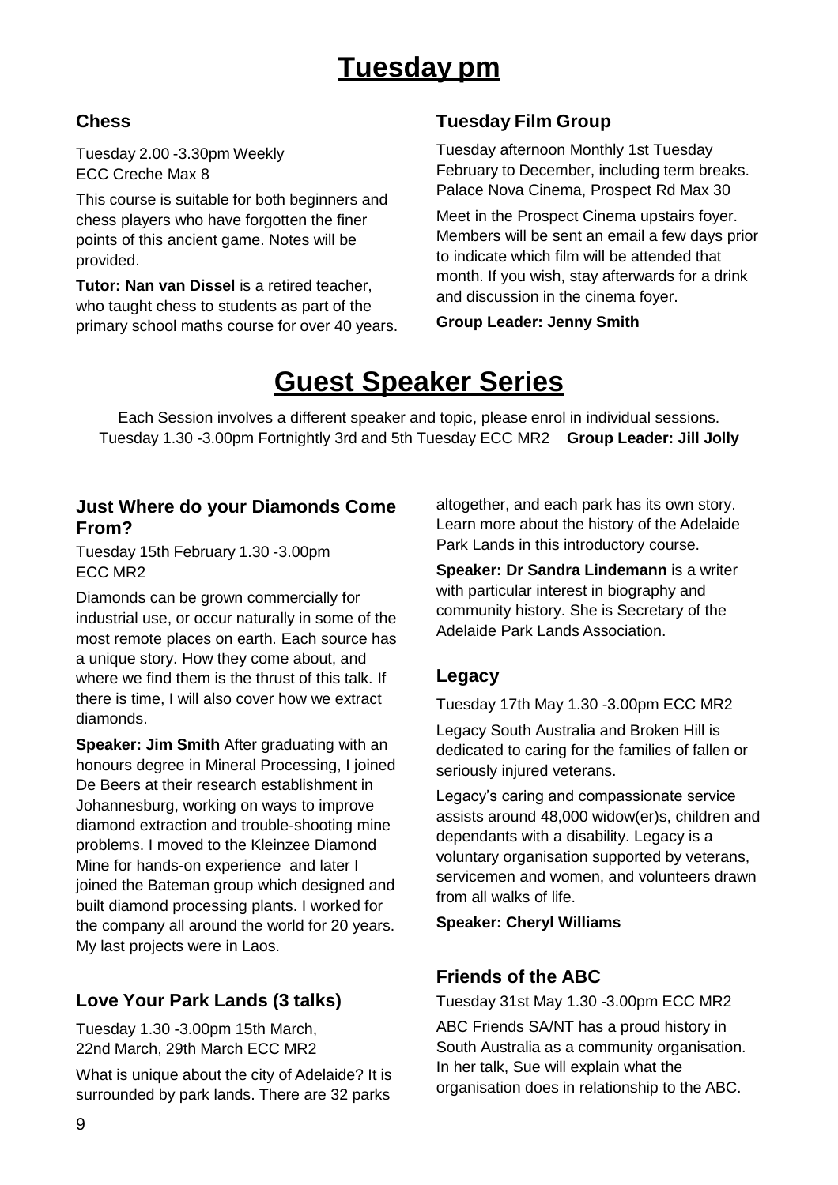# Tuesday pm

## Chess

Tuesday 2.00 -3.30pm Weekly
ECC Creche Max 8

This course is suitable for both beginners and chess players who have forgotten the finer points of this ancient game. Notes will be provided.

**Tutor: Nan van Dissel** is a retired teacher, who taught chess to students as part of the primary school maths course for over 40 years.

## Tuesday Film Group

Tuesday afternoon Monthly 1st Tuesday February to December, including term breaks.
Palace Nova Cinema, Prospect Rd Max 30

Meet in the Prospect Cinema upstairs foyer. Members will be sent an email a few days prior to indicate which film will be attended that month. If you wish, stay afterwards for a drink and discussion in the cinema foyer.

**Group Leader: Jenny Smith**

# Guest Speaker Series

Each Session involves a different speaker and topic, please enrol in individual sessions.
Tuesday 1.30 -3.00pm Fortnightly 3rd and 5th Tuesday ECC MR2 **Group Leader: Jill Jolly**

## Just Where do your Diamonds Come From?

Tuesday 15th February 1.30 -3.00pm
ECC MR2

Diamonds can be grown commercially for industrial use, or occur naturally in some of the most remote places on earth. Each source has a unique story. How they come about, and where we find them is the thrust of this talk. If there is time, I will also cover how we extract diamonds.

**Speaker: Jim Smith** After graduating with an honours degree in Mineral Processing, I joined De Beers at their research establishment in Johannesburg, working on ways to improve diamond extraction and trouble-shooting mine problems. I moved to the Kleinzee Diamond Mine for hands-on experience and later I joined the Bateman group which designed and built diamond processing plants. I worked for the company all around the world for 20 years. My last projects were in Laos.

## Love Your Park Lands (3 talks)

Tuesday 1.30 -3.00pm 15th March,
22nd March, 29th March ECC MR2

What is unique about the city of Adelaide? It is surrounded by park lands. There are 32 parks altogether, and each park has its own story. Learn more about the history of the Adelaide Park Lands in this introductory course.

**Speaker: Dr Sandra Lindemann** is a writer with particular interest in biography and community history. She is Secretary of the Adelaide Park Lands Association.

## Legacy

Tuesday 17th May 1.30 -3.00pm ECC MR2

Legacy South Australia and Broken Hill is dedicated to caring for the families of fallen or seriously injured veterans.

Legacy's caring and compassionate service assists around 48,000 widow(er)s, children and dependants with a disability. Legacy is a voluntary organisation supported by veterans, servicemen and women, and volunteers drawn from all walks of life.

**Speaker: Cheryl Williams**

## Friends of the ABC

Tuesday 31st May 1.30 -3.00pm ECC MR2

ABC Friends SA/NT has a proud history in South Australia as a community organisation. In her talk, Sue will explain what the organisation does in relationship to the ABC.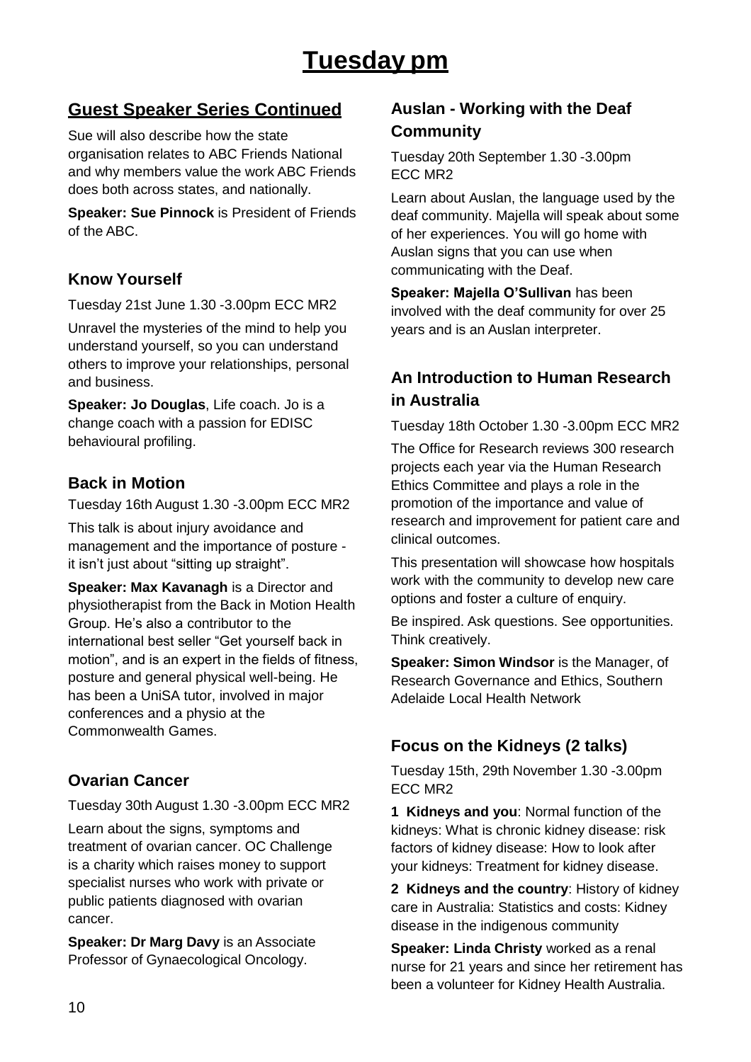# Tuesday pm

## Guest Speaker Series Continued

Sue will also describe how the state organisation relates to ABC Friends National and why members value the work ABC Friends does both across states, and nationally.

**Speaker: Sue Pinnock** is President of Friends of the ABC.

### Know Yourself

Tuesday 21st June 1.30 -3.00pm ECC MR2

Unravel the mysteries of the mind to help you understand yourself, so you can understand others to improve your relationships, personal and business.

**Speaker: Jo Douglas**, Life coach. Jo is a change coach with a passion for EDISC behavioural profiling.

### Back in Motion

Tuesday 16th August 1.30 -3.00pm ECC MR2

This talk is about injury avoidance and management and the importance of posture - it isn't just about "sitting up straight".

**Speaker: Max Kavanagh** is a Director and physiotherapist from the Back in Motion Health Group. He's also a contributor to the international best seller "Get yourself back in motion", and is an expert in the fields of fitness, posture and general physical well-being. He has been a UniSA tutor, involved in major conferences and a physio at the Commonwealth Games.

### Ovarian Cancer

Tuesday 30th August 1.30 -3.00pm ECC MR2

Learn about the signs, symptoms and treatment of ovarian cancer. OC Challenge is a charity which raises money to support specialist nurses who work with private or public patients diagnosed with ovarian cancer.

**Speaker: Dr Marg Davy** is an Associate Professor of Gynaecological Oncology.

### Auslan - Working with the Deaf Community

Tuesday 20th September 1.30 -3.00pm ECC MR2

Learn about Auslan, the language used by the deaf community. Majella will speak about some of her experiences. You will go home with Auslan signs that you can use when communicating with the Deaf.

**Speaker: Majella O'Sullivan** has been involved with the deaf community for over 25 years and is an Auslan interpreter.

### An Introduction to Human Research in Australia

Tuesday 18th October 1.30 -3.00pm ECC MR2

The Office for Research reviews 300 research projects each year via the Human Research Ethics Committee and plays a role in the promotion of the importance and value of research and improvement for patient care and clinical outcomes.

This presentation will showcase how hospitals work with the community to develop new care options and foster a culture of enquiry.

Be inspired. Ask questions. See opportunities. Think creatively.

**Speaker: Simon Windsor** is the Manager, of Research Governance and Ethics, Southern Adelaide Local Health Network

### Focus on the Kidneys (2 talks)

Tuesday 15th, 29th November 1.30 -3.00pm ECC MR2

**1 Kidneys and you**: Normal function of the kidneys: What is chronic kidney disease: risk factors of kidney disease: How to look after your kidneys: Treatment for kidney disease.

**2 Kidneys and the country**: History of kidney care in Australia: Statistics and costs: Kidney disease in the indigenous community

**Speaker: Linda Christy** worked as a renal nurse for 21 years and since her retirement has been a volunteer for Kidney Health Australia.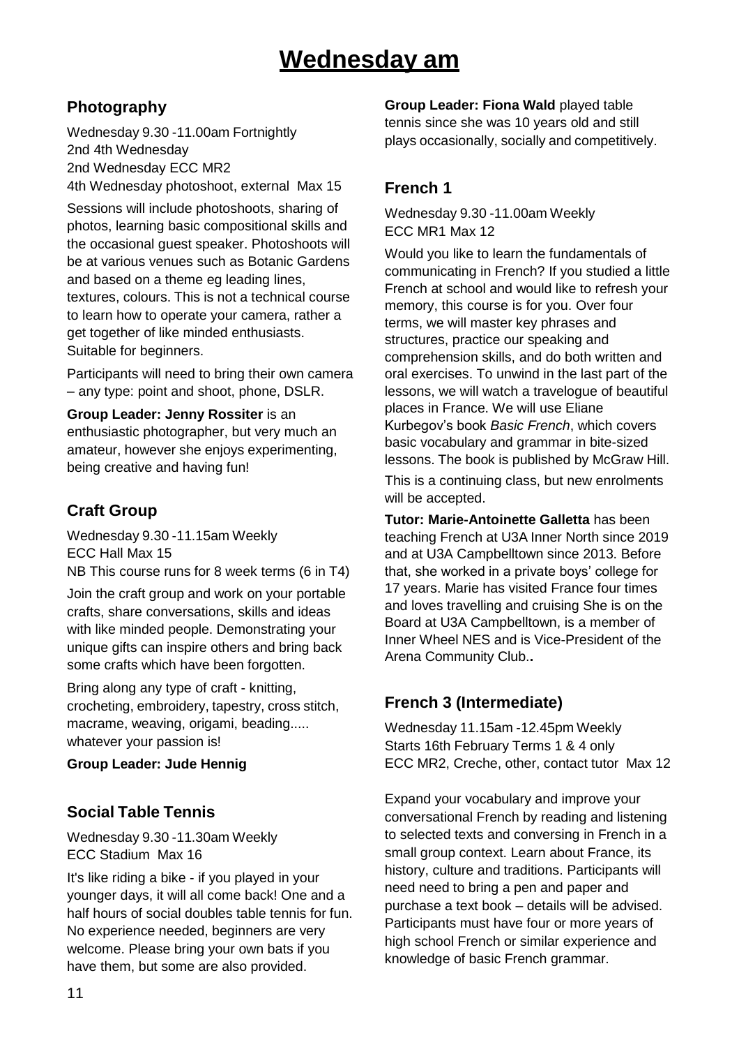# Wednesday am

## Photography

Wednesday 9.30 -11.00am Fortnightly
2nd 4th Wednesday
2nd Wednesday ECC MR2
4th Wednesday photoshoot, external Max 15

Sessions will include photoshoots, sharing of photos, learning basic compositional skills and the occasional guest speaker. Photoshoots will be at various venues such as Botanic Gardens and based on a theme eg leading lines, textures, colours. This is not a technical course to learn how to operate your camera, rather a get together of like minded enthusiasts. Suitable for beginners.

Participants will need to bring their own camera – any type: point and shoot, phone, DSLR.

**Group Leader: Jenny Rossiter** is an enthusiastic photographer, but very much an amateur, however she enjoys experimenting, being creative and having fun!

## Craft Group

Wednesday 9.30 -11.15am Weekly
ECC Hall Max 15
NB This course runs for 8 week terms (6 in T4)

Join the craft group and work on your portable crafts, share conversations, skills and ideas with like minded people. Demonstrating your unique gifts can inspire others and bring back some crafts which have been forgotten.

Bring along any type of craft - knitting, crocheting, embroidery, tapestry, cross stitch, macrame, weaving, origami, beading..... whatever your passion is!

**Group Leader: Jude Hennig**

## Social Table Tennis

Wednesday 9.30 -11.30am Weekly
ECC Stadium Max 16

It's like riding a bike - if you played in your younger days, it will all come back! One and a half hours of social doubles table tennis for fun. No experience needed, beginners are very welcome. Please bring your own bats if you have them, but some are also provided.

**Group Leader: Fiona Wald** played table tennis since she was 10 years old and still plays occasionally, socially and competitively.

## French 1

Wednesday 9.30 -11.00am Weekly
ECC MR1 Max 12

Would you like to learn the fundamentals of communicating in French? If you studied a little French at school and would like to refresh your memory, this course is for you. Over four terms, we will master key phrases and structures, practice our speaking and comprehension skills, and do both written and oral exercises. To unwind in the last part of the lessons, we will watch a travelogue of beautiful places in France. We will use Eliane Kurbegov's book *Basic French*, which covers basic vocabulary and grammar in bite-sized lessons. The book is published by McGraw Hill.

This is a continuing class, but new enrolments will be accepted.

**Tutor: Marie-Antoinette Galletta** has been teaching French at U3A Inner North since 2019 and at U3A Campbelltown since 2013. Before that, she worked in a private boys' college for 17 years. Marie has visited France four times and loves travelling and cruising She is on the Board at U3A Campbelltown, is a member of Inner Wheel NES and is Vice-President of the Arena Community Club..

## French 3 (Intermediate)

Wednesday 11.15am -12.45pm Weekly
Starts 16th February Terms 1 & 4 only
ECC MR2, Creche, other, contact tutor Max 12

Expand your vocabulary and improve your conversational French by reading and listening to selected texts and conversing in French in a small group context. Learn about France, its history, culture and traditions. Participants will need need to bring a pen and paper and purchase a text book – details will be advised. Participants must have four or more years of high school French or similar experience and knowledge of basic French grammar.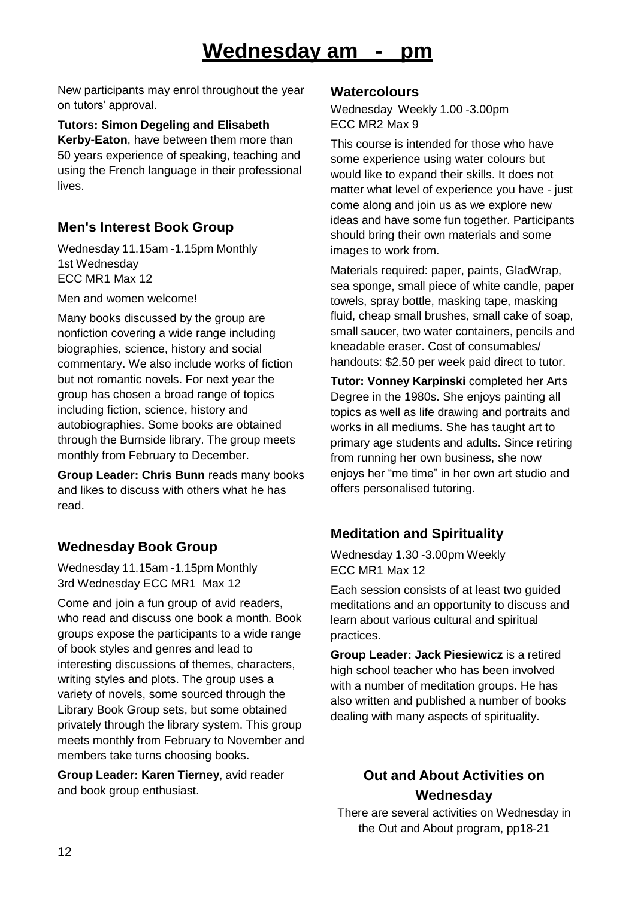# Wednesday am - pm

New participants may enrol throughout the year on tutors' approval.

**Tutors: Simon Degeling and Elisabeth Kerby-Eaton**, have between them more than 50 years experience of speaking, teaching and using the French language in their professional lives.

## Men's Interest Book Group

Wednesday 11.15am -1.15pm Monthly
1st Wednesday
ECC MR1 Max 12

Men and women welcome!

Many books discussed by the group are nonfiction covering a wide range including biographies, science, history and social commentary. We also include works of fiction but not romantic novels. For next year the group has chosen a broad range of topics including fiction, science, history and autobiographies. Some books are obtained through the Burnside library. The group meets monthly from February to December.

**Group Leader: Chris Bunn** reads many books and likes to discuss with others what he has read.

## Wednesday Book Group

Wednesday 11.15am -1.15pm Monthly
3rd Wednesday ECC MR1 Max 12

Come and join a fun group of avid readers, who read and discuss one book a month. Book groups expose the participants to a wide range of book styles and genres and lead to interesting discussions of themes, characters, writing styles and plots. The group uses a variety of novels, some sourced through the Library Book Group sets, but some obtained privately through the library system. This group meets monthly from February to November and members take turns choosing books.

**Group Leader: Karen Tierney**, avid reader and book group enthusiast.

## Watercolours

Wednesday Weekly 1.00 -3.00pm
ECC MR2 Max 9

This course is intended for those who have some experience using water colours but would like to expand their skills. It does not matter what level of experience you have - just come along and join us as we explore new ideas and have some fun together. Participants should bring their own materials and some images to work from.

Materials required: paper, paints, GladWrap, sea sponge, small piece of white candle, paper towels, spray bottle, masking tape, masking fluid, cheap small brushes, small cake of soap, small saucer, two water containers, pencils and kneadable eraser. Cost of consumables/ handouts: $2.50 per week paid direct to tutor.

**Tutor: Vonney Karpinski** completed her Arts Degree in the 1980s. She enjoys painting all topics as well as life drawing and portraits and works in all mediums. She has taught art to primary age students and adults. Since retiring from running her own business, she now enjoys her "me time" in her own art studio and offers personalised tutoring.

## Meditation and Spirituality

Wednesday 1.30 -3.00pm Weekly
ECC MR1 Max 12

Each session consists of at least two guided meditations and an opportunity to discuss and learn about various cultural and spiritual practices.

**Group Leader: Jack Piesiewicz** is a retired high school teacher who has been involved with a number of meditation groups. He has also written and published a number of books dealing with many aspects of spirituality.

## Out and About Activities on Wednesday

There are several activities on Wednesday in the Out and About program, pp18-21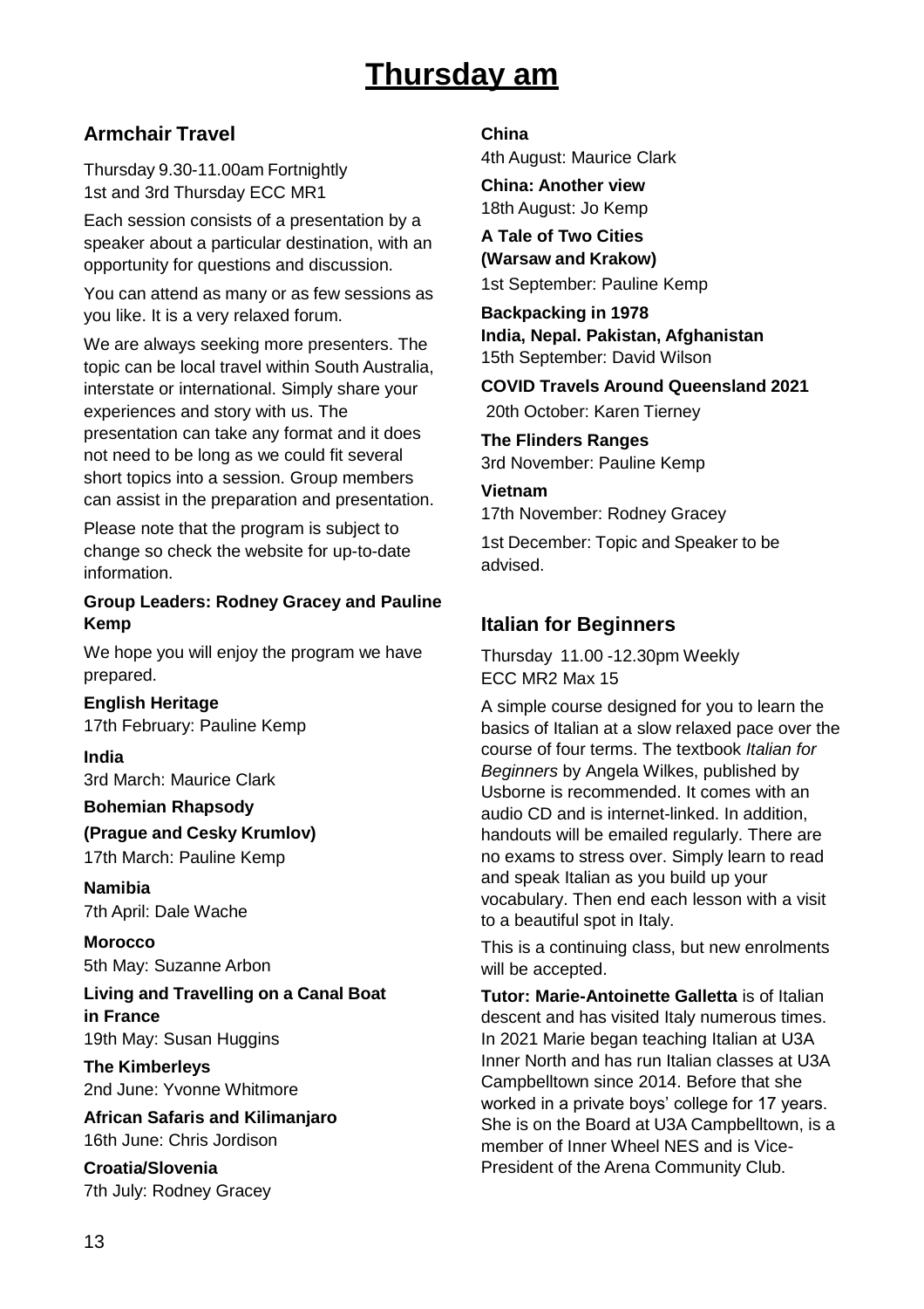# Thursday am

## Armchair Travel

Thursday 9.30-11.00am Fortnightly
1st and 3rd Thursday ECC MR1

Each session consists of a presentation by a speaker about a particular destination, with an opportunity for questions and discussion.

You can attend as many or as few sessions as you like. It is a very relaxed forum.

We are always seeking more presenters. The topic can be local travel within South Australia, interstate or international. Simply share your experiences and story with us. The presentation can take any format and it does not need to be long as we could fit several short topics into a session. Group members can assist in the preparation and presentation.

Please note that the program is subject to change so check the website for up-to-date information.

**Group Leaders: Rodney Gracey and Pauline Kemp**

We hope you will enjoy the program we have prepared.

**English Heritage**
17th February: Pauline Kemp

**India**
3rd March: Maurice Clark

**Bohemian Rhapsody**
**(Prague and Cesky Krumlov)**
17th March: Pauline Kemp

**Namibia**
7th April: Dale Wache

**Morocco**
5th May: Suzanne Arbon

**Living and Travelling on a Canal Boat in France**
19th May: Susan Huggins

**The Kimberleys**
2nd June: Yvonne Whitmore

**African Safaris and Kilimanjaro**
16th June: Chris Jordison

**Croatia/Slovenia**
7th July: Rodney Gracey

**China**
4th August: Maurice Clark

**China: Another view**
18th August: Jo Kemp

**A Tale of Two Cities**
**(Warsaw and Krakow)**
1st September: Pauline Kemp

**Backpacking in 1978**
**India, Nepal. Pakistan, Afghanistan**
15th September: David Wilson

**COVID Travels Around Queensland 2021**
20th October: Karen Tierney

**The Flinders Ranges**
3rd November: Pauline Kemp

**Vietnam**
17th November: Rodney Gracey

1st December: Topic and Speaker to be advised.

## Italian for Beginners

Thursday 11.00 -12.30pm Weekly
ECC MR2 Max 15

A simple course designed for you to learn the basics of Italian at a slow relaxed pace over the course of four terms. The textbook *Italian for Beginners* by Angela Wilkes, published by Usborne is recommended. It comes with an audio CD and is internet-linked. In addition, handouts will be emailed regularly. There are no exams to stress over. Simply learn to read and speak Italian as you build up your vocabulary. Then end each lesson with a visit to a beautiful spot in Italy.

This is a continuing class, but new enrolments will be accepted.

**Tutor: Marie-Antoinette Galletta** is of Italian descent and has visited Italy numerous times. In 2021 Marie began teaching Italian at U3A Inner North and has run Italian classes at U3A Campbelltown since 2014. Before that she worked in a private boys' college for 17 years. She is on the Board at U3A Campbelltown, is a member of Inner Wheel NES and is Vice-President of the Arena Community Club.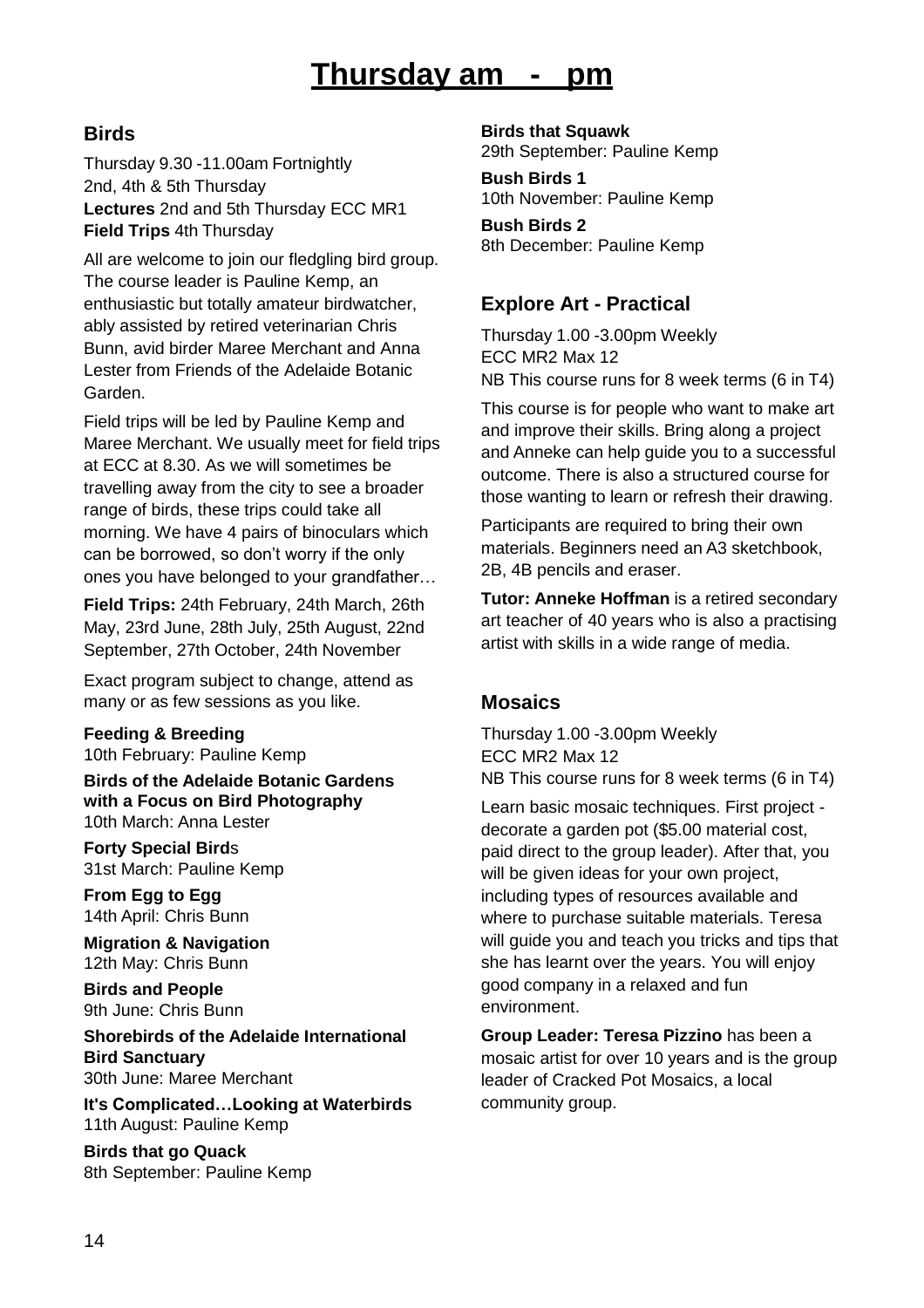# Thursday am - pm

## Birds

Thursday 9.30 -11.00am Fortnightly
2nd, 4th & 5th Thursday
**Lectures** 2nd and 5th Thursday ECC MR1
**Field Trips** 4th Thursday

All are welcome to join our fledgling bird group. The course leader is Pauline Kemp, an enthusiastic but totally amateur birdwatcher, ably assisted by retired veterinarian Chris Bunn, avid birder Maree Merchant and Anna Lester from Friends of the Adelaide Botanic Garden.

Field trips will be led by Pauline Kemp and Maree Merchant. We usually meet for field trips at ECC at 8.30. As we will sometimes be travelling away from the city to see a broader range of birds, these trips could take all morning. We have 4 pairs of binoculars which can be borrowed, so don't worry if the only ones you have belonged to your grandfather…

**Field Trips:** 24th February, 24th March, 26th May, 23rd June, 28th July, 25th August, 22nd September, 27th October, 24th November

Exact program subject to change, attend as many or as few sessions as you like.

**Feeding & Breeding**
10th February: Pauline Kemp

**Birds of the Adelaide Botanic Gardens with a Focus on Bird Photography**
10th March: Anna Lester

**Forty Special Birds**
31st March: Pauline Kemp

**From Egg to Egg**
14th April: Chris Bunn

**Migration & Navigation**
12th May: Chris Bunn

**Birds and People**
9th June: Chris Bunn

**Shorebirds of the Adelaide International Bird Sanctuary**
30th June: Maree Merchant

**It's Complicated…Looking at Waterbirds**
11th August: Pauline Kemp

**Birds that go Quack**
8th September: Pauline Kemp

**Birds that Squawk**
29th September: Pauline Kemp

**Bush Birds 1**
10th November: Pauline Kemp

**Bush Birds 2**
8th December: Pauline Kemp

## Explore Art - Practical

Thursday 1.00 -3.00pm Weekly
ECC MR2 Max 12
NB This course runs for 8 week terms (6 in T4)

This course is for people who want to make art and improve their skills. Bring along a project and Anneke can help guide you to a successful outcome. There is also a structured course for those wanting to learn or refresh their drawing.

Participants are required to bring their own materials. Beginners need an A3 sketchbook, 2B, 4B pencils and eraser.

**Tutor: Anneke Hoffman** is a retired secondary art teacher of 40 years who is also a practising artist with skills in a wide range of media.

## Mosaics

Thursday 1.00 -3.00pm Weekly
ECC MR2 Max 12
NB This course runs for 8 week terms (6 in T4)

Learn basic mosaic techniques. First project - decorate a garden pot ($5.00 material cost, paid direct to the group leader). After that, you will be given ideas for your own project, including types of resources available and where to purchase suitable materials. Teresa will guide you and teach you tricks and tips that she has learnt over the years. You will enjoy good company in a relaxed and fun environment.

**Group Leader: Teresa Pizzino** has been a mosaic artist for over 10 years and is the group leader of Cracked Pot Mosaics, a local community group.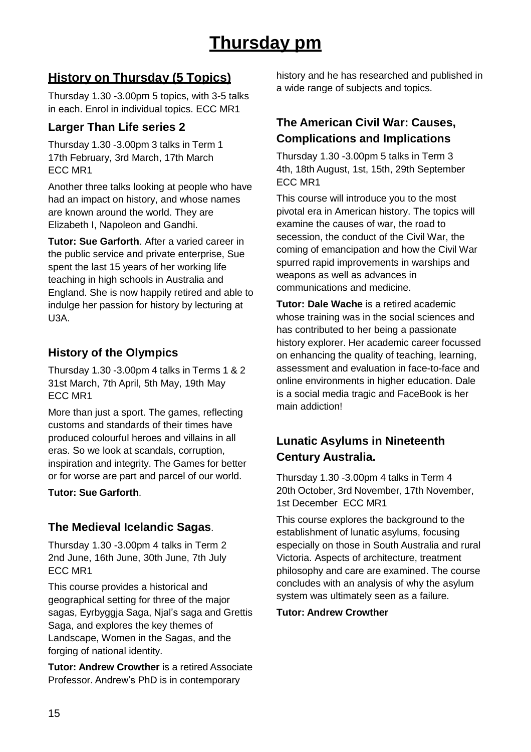# Thursday pm

## History on Thursday (5 Topics)

Thursday 1.30 -3.00pm 5 topics, with 3-5 talks in each. Enrol in individual topics. ECC MR1

### Larger Than Life series 2

Thursday 1.30 -3.00pm 3 talks in Term 1
17th February, 3rd March, 17th March
ECC MR1

Another three talks looking at people who have had an impact on history, and whose names are known around the world. They are Elizabeth I, Napoleon and Gandhi.

**Tutor: Sue Garforth**. After a varied career in the public service and private enterprise, Sue spent the last 15 years of her working life teaching in high schools in Australia and England. She is now happily retired and able to indulge her passion for history by lecturing at U3A.

### History of the Olympics

Thursday 1.30 -3.00pm 4 talks in Terms 1 & 2
31st March, 7th April, 5th May, 19th May
ECC MR1

More than just a sport. The games, reflecting customs and standards of their times have produced colourful heroes and villains in all eras. So we look at scandals, corruption, inspiration and integrity. The Games for better or for worse are part and parcel of our world.

**Tutor: Sue Garforth**.

### The Medieval Icelandic Sagas.

Thursday 1.30 -3.00pm 4 talks in Term 2
2nd June, 16th June, 30th June, 7th July
ECC MR1

This course provides a historical and geographical setting for three of the major sagas, Eyrbyggja Saga, Njal's saga and Grettis Saga, and explores the key themes of Landscape, Women in the Sagas, and the forging of national identity.

**Tutor: Andrew Crowther** is a retired Associate Professor. Andrew's PhD is in contemporary history and he has researched and published in a wide range of subjects and topics.

### The American Civil War: Causes, Complications and Implications

Thursday 1.30 -3.00pm 5 talks in Term 3
4th, 18th August, 1st, 15th, 29th September
ECC MR1

This course will introduce you to the most pivotal era in American history. The topics will examine the causes of war, the road to secession, the conduct of the Civil War, the coming of emancipation and how the Civil War spurred rapid improvements in warships and weapons as well as advances in communications and medicine.

**Tutor: Dale Wache** is a retired academic whose training was in the social sciences and has contributed to her being a passionate history explorer. Her academic career focussed on enhancing the quality of teaching, learning, assessment and evaluation in face-to-face and online environments in higher education. Dale is a social media tragic and FaceBook is her main addiction!

### Lunatic Asylums in Nineteenth Century Australia.

Thursday 1.30 -3.00pm 4 talks in Term 4
20th October, 3rd November, 17th November, 1st December ECC MR1

This course explores the background to the establishment of lunatic asylums, focusing especially on those in South Australia and rural Victoria. Aspects of architecture, treatment philosophy and care are examined. The course concludes with an analysis of why the asylum system was ultimately seen as a failure.

**Tutor: Andrew Crowther**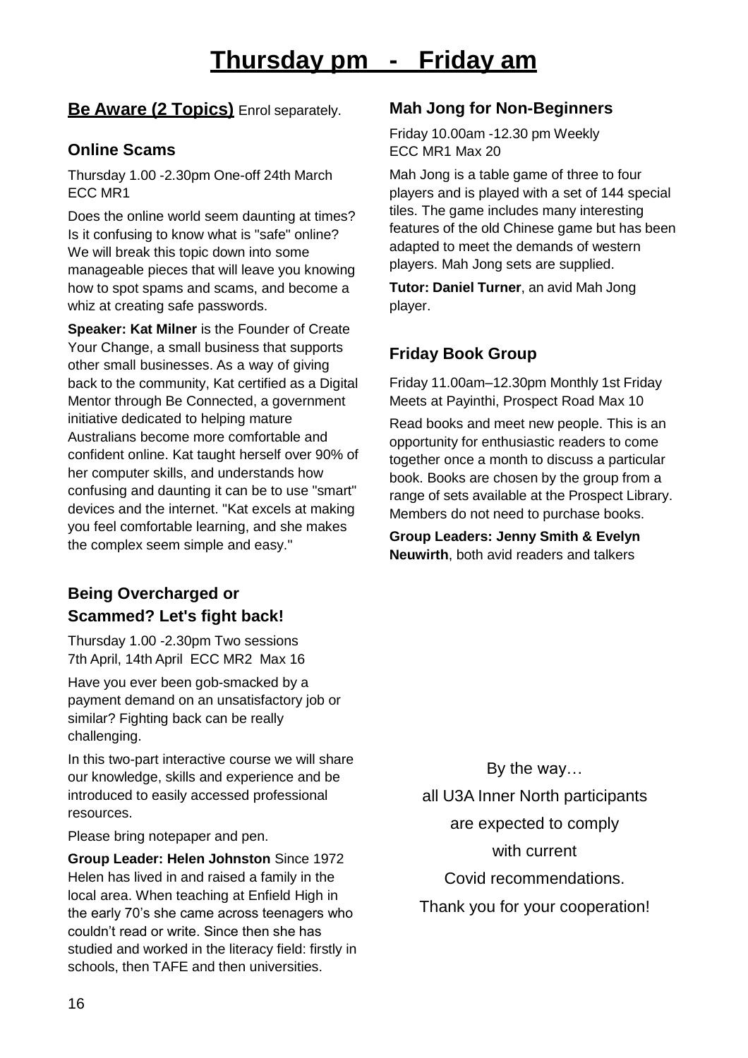# Thursday pm - Friday am

## Be Aware (2 Topics) Enrol separately.

### Online Scams

Thursday 1.00 -2.30pm One-off 24th March
ECC MR1

Does the online world seem daunting at times? Is it confusing to know what is "safe" online? We will break this topic down into some manageable pieces that will leave you knowing how to spot spams and scams, and become a whiz at creating safe passwords.

**Speaker: Kat Milner** is the Founder of Create Your Change, a small business that supports other small businesses. As a way of giving back to the community, Kat certified as a Digital Mentor through Be Connected, a government initiative dedicated to helping mature Australians become more comfortable and confident online. Kat taught herself over 90% of her computer skills, and understands how confusing and daunting it can be to use "smart" devices and the internet. "Kat excels at making you feel comfortable learning, and she makes the complex seem simple and easy."

### Being Overcharged or Scammed? Let's fight back!

Thursday 1.00 -2.30pm Two sessions
7th April, 14th April ECC MR2 Max 16

Have you ever been gob-smacked by a payment demand on an unsatisfactory job or similar? Fighting back can be really challenging.

In this two-part interactive course we will share our knowledge, skills and experience and be introduced to easily accessed professional resources.

Please bring notepaper and pen.

**Group Leader: Helen Johnston** Since 1972 Helen has lived in and raised a family in the local area. When teaching at Enfield High in the early 70's she came across teenagers who couldn't read or write. Since then she has studied and worked in the literacy field: firstly in schools, then TAFE and then universities.

### Mah Jong for Non-Beginners

Friday 10.00am -12.30 pm Weekly
ECC MR1 Max 20

Mah Jong is a table game of three to four players and is played with a set of 144 special tiles. The game includes many interesting features of the old Chinese game but has been adapted to meet the demands of western players. Mah Jong sets are supplied.

**Tutor: Daniel Turner**, an avid Mah Jong player.

### Friday Book Group

Friday 11.00am–12.30pm Monthly 1st Friday
Meets at Payinthi, Prospect Road Max 10

Read books and meet new people. This is an opportunity for enthusiastic readers to come together once a month to discuss a particular book. Books are chosen by the group from a range of sets available at the Prospect Library. Members do not need to purchase books.

**Group Leaders: Jenny Smith & Evelyn Neuwirth**, both avid readers and talkers

By the way…
all U3A Inner North participants
are expected to comply
with current
Covid recommendations.
Thank you for your cooperation!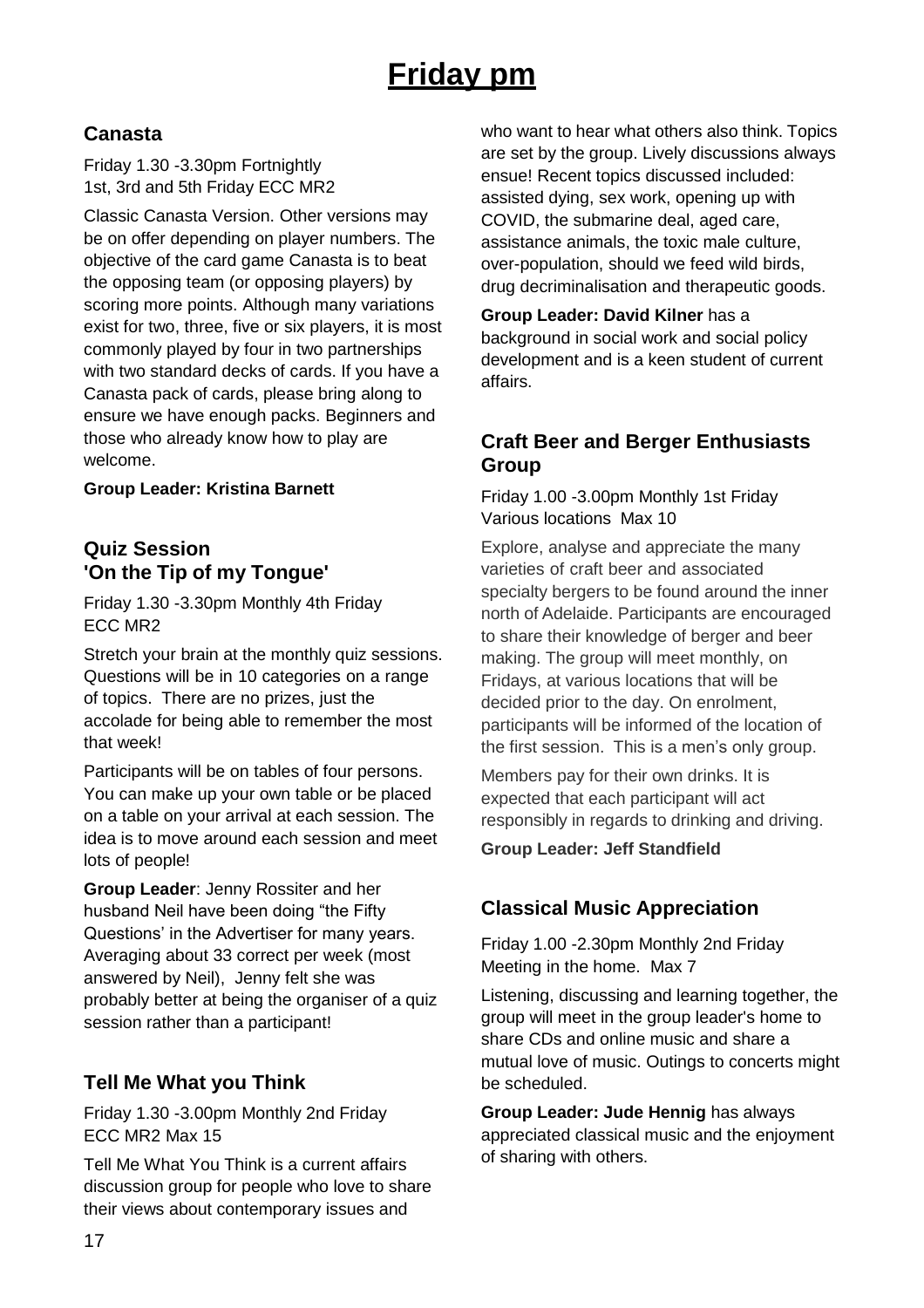# Friday pm

## Canasta

Friday 1.30 -3.30pm Fortnightly
1st, 3rd and 5th Friday ECC MR2

Classic Canasta Version. Other versions may be on offer depending on player numbers. The objective of the card game Canasta is to beat the opposing team (or opposing players) by scoring more points. Although many variations exist for two, three, five or six players, it is most commonly played by four in two partnerships with two standard decks of cards. If you have a Canasta pack of cards, please bring along to ensure we have enough packs. Beginners and those who already know how to play are welcome.

**Group Leader: Kristina Barnett**

## Quiz Session 'On the Tip of my Tongue'

Friday 1.30 -3.30pm Monthly 4th Friday
ECC MR2

Stretch your brain at the monthly quiz sessions. Questions will be in 10 categories on a range of topics. There are no prizes, just the accolade for being able to remember the most that week!

Participants will be on tables of four persons. You can make up your own table or be placed on a table on your arrival at each session. The idea is to move around each session and meet lots of people!

**Group Leader**: Jenny Rossiter and her husband Neil have been doing "the Fifty Questions' in the Advertiser for many years. Averaging about 33 correct per week (most answered by Neil), Jenny felt she was probably better at being the organiser of a quiz session rather than a participant!

## Tell Me What you Think

Friday 1.30 -3.00pm Monthly 2nd Friday
ECC MR2 Max 15

Tell Me What You Think is a current affairs discussion group for people who love to share their views about contemporary issues and who want to hear what others also think. Topics are set by the group. Lively discussions always ensue! Recent topics discussed included: assisted dying, sex work, opening up with COVID, the submarine deal, aged care, assistance animals, the toxic male culture, over-population, should we feed wild birds, drug decriminalisation and therapeutic goods.

**Group Leader: David Kilner** has a background in social work and social policy development and is a keen student of current affairs.

## Craft Beer and Berger Enthusiasts Group

Friday 1.00 -3.00pm Monthly 1st Friday
Various locations Max 10

Explore, analyse and appreciate the many varieties of craft beer and associated specialty bergers to be found around the inner north of Adelaide. Participants are encouraged to share their knowledge of berger and beer making. The group will meet monthly, on Fridays, at various locations that will be decided prior to the day. On enrolment, participants will be informed of the location of the first session. This is a men's only group.

Members pay for their own drinks. It is expected that each participant will act responsibly in regards to drinking and driving.

**Group Leader: Jeff Standfield**

## Classical Music Appreciation

Friday 1.00 -2.30pm Monthly 2nd Friday
Meeting in the home. Max 7

Listening, discussing and learning together, the group will meet in the group leader's home to share CDs and online music and share a mutual love of music. Outings to concerts might be scheduled.

**Group Leader: Jude Hennig** has always appreciated classical music and the enjoyment of sharing with others.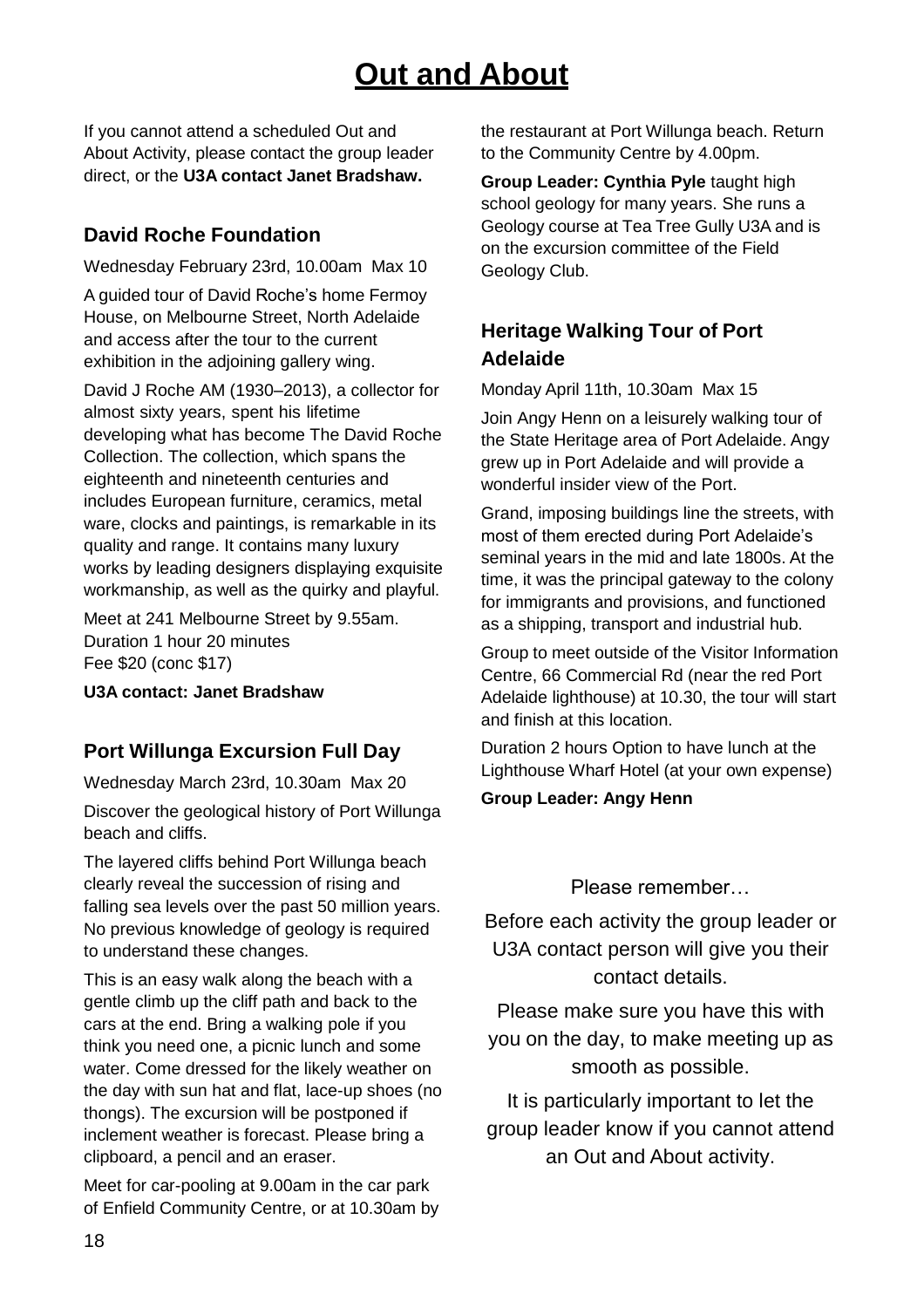# Out and About

If you cannot attend a scheduled Out and About Activity, please contact the group leader direct, or the **U3A contact Janet Bradshaw.**

## David Roche Foundation

Wednesday February 23rd, 10.00am Max 10

A guided tour of David Roche's home Fermoy House, on Melbourne Street, North Adelaide and access after the tour to the current exhibition in the adjoining gallery wing.

David J Roche AM (1930–2013), a collector for almost sixty years, spent his lifetime developing what has become The David Roche Collection. The collection, which spans the eighteenth and nineteenth centuries and includes European furniture, ceramics, metal ware, clocks and paintings, is remarkable in its quality and range. It contains many luxury works by leading designers displaying exquisite workmanship, as well as the quirky and playful.

Meet at 241 Melbourne Street by 9.55am.
Duration 1 hour 20 minutes
Fee $20 (conc $17)

**U3A contact: Janet Bradshaw**

## Port Willunga Excursion Full Day

Wednesday March 23rd, 10.30am Max 20

Discover the geological history of Port Willunga beach and cliffs.

The layered cliffs behind Port Willunga beach clearly reveal the succession of rising and falling sea levels over the past 50 million years. No previous knowledge of geology is required to understand these changes.

This is an easy walk along the beach with a gentle climb up the cliff path and back to the cars at the end. Bring a walking pole if you think you need one, a picnic lunch and some water. Come dressed for the likely weather on the day with sun hat and flat, lace-up shoes (no thongs). The excursion will be postponed if inclement weather is forecast. Please bring a clipboard, a pencil and an eraser.

Meet for car-pooling at 9.00am in the car park of Enfield Community Centre, or at 10.30am by the restaurant at Port Willunga beach. Return to the Community Centre by 4.00pm.

**Group Leader: Cynthia Pyle** taught high school geology for many years. She runs a Geology course at Tea Tree Gully U3A and is on the excursion committee of the Field Geology Club.

## Heritage Walking Tour of Port Adelaide

Monday April 11th, 10.30am Max 15

Join Angy Henn on a leisurely walking tour of the State Heritage area of Port Adelaide. Angy grew up in Port Adelaide and will provide a wonderful insider view of the Port.

Grand, imposing buildings line the streets, with most of them erected during Port Adelaide's seminal years in the mid and late 1800s. At the time, it was the principal gateway to the colony for immigrants and provisions, and functioned as a shipping, transport and industrial hub.

Group to meet outside of the Visitor Information Centre, 66 Commercial Rd (near the red Port Adelaide lighthouse) at 10.30, the tour will start and finish at this location.

Duration 2 hours Option to have lunch at the Lighthouse Wharf Hotel (at your own expense)

**Group Leader: Angy Henn**

Please remember…

Before each activity the group leader or U3A contact person will give you their contact details.

Please make sure you have this with you on the day, to make meeting up as smooth as possible.

It is particularly important to let the group leader know if you cannot attend an Out and About activity.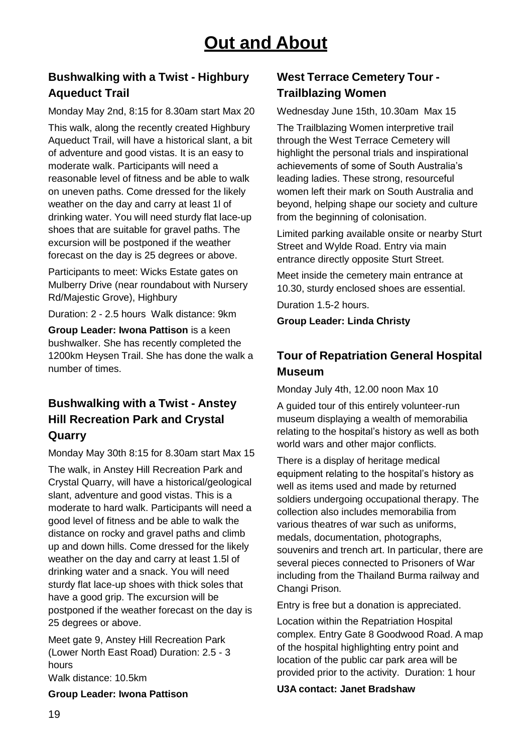# Out and About

## Bushwalking with a Twist - Highbury Aqueduct Trail

Monday May 2nd, 8:15 for 8.30am start Max 20

This walk, along the recently created Highbury Aqueduct Trail, will have a historical slant, a bit of adventure and good vistas. It is an easy to moderate walk. Participants will need a reasonable level of fitness and be able to walk on uneven paths. Come dressed for the likely weather on the day and carry at least 1l of drinking water. You will need sturdy flat lace-up shoes that are suitable for gravel paths. The excursion will be postponed if the weather forecast on the day is 25 degrees or above.

Participants to meet: Wicks Estate gates on Mulberry Drive (near roundabout with Nursery Rd/Majestic Grove), Highbury

Duration: 2 - 2.5 hours Walk distance: 9km

**Group Leader: Iwona Pattison** is a keen bushwalker. She has recently completed the 1200km Heysen Trail. She has done the walk a number of times.

## Bushwalking with a Twist - Anstey Hill Recreation Park and Crystal Quarry

Monday May 30th 8:15 for 8.30am start Max 15

The walk, in Anstey Hill Recreation Park and Crystal Quarry, will have a historical/geological slant, adventure and good vistas. This is a moderate to hard walk. Participants will need a good level of fitness and be able to walk the distance on rocky and gravel paths and climb up and down hills. Come dressed for the likely weather on the day and carry at least 1.5l of drinking water and a snack. You will need sturdy flat lace-up shoes with thick soles that have a good grip. The excursion will be postponed if the weather forecast on the day is 25 degrees or above.

Meet gate 9, Anstey Hill Recreation Park (Lower North East Road) Duration: 2.5 - 3 hours

Walk distance: 10.5km

**Group Leader: Iwona Pattison**

## West Terrace Cemetery Tour - Trailblazing Women

Wednesday June 15th, 10.30am Max 15

The Trailblazing Women interpretive trail through the West Terrace Cemetery will highlight the personal trials and inspirational achievements of some of South Australia's leading ladies. These strong, resourceful women left their mark on South Australia and beyond, helping shape our society and culture from the beginning of colonisation.

Limited parking available onsite or nearby Sturt Street and Wylde Road. Entry via main entrance directly opposite Sturt Street.

Meet inside the cemetery main entrance at 10.30, sturdy enclosed shoes are essential.

Duration 1.5-2 hours.

**Group Leader: Linda Christy**

## Tour of Repatriation General Hospital Museum

Monday July 4th, 12.00 noon Max 10

A guided tour of this entirely volunteer-run museum displaying a wealth of memorabilia relating to the hospital's history as well as both world wars and other major conflicts.

There is a display of heritage medical equipment relating to the hospital's history as well as items used and made by returned soldiers undergoing occupational therapy. The collection also includes memorabilia from various theatres of war such as uniforms, medals, documentation, photographs, souvenirs and trench art. In particular, there are several pieces connected to Prisoners of War including from the Thailand Burma railway and Changi Prison.

Entry is free but a donation is appreciated.

Location within the Repatriation Hospital complex. Entry Gate 8 Goodwood Road. A map of the hospital highlighting entry point and location of the public car park area will be provided prior to the activity. Duration: 1 hour

**U3A contact: Janet Bradshaw**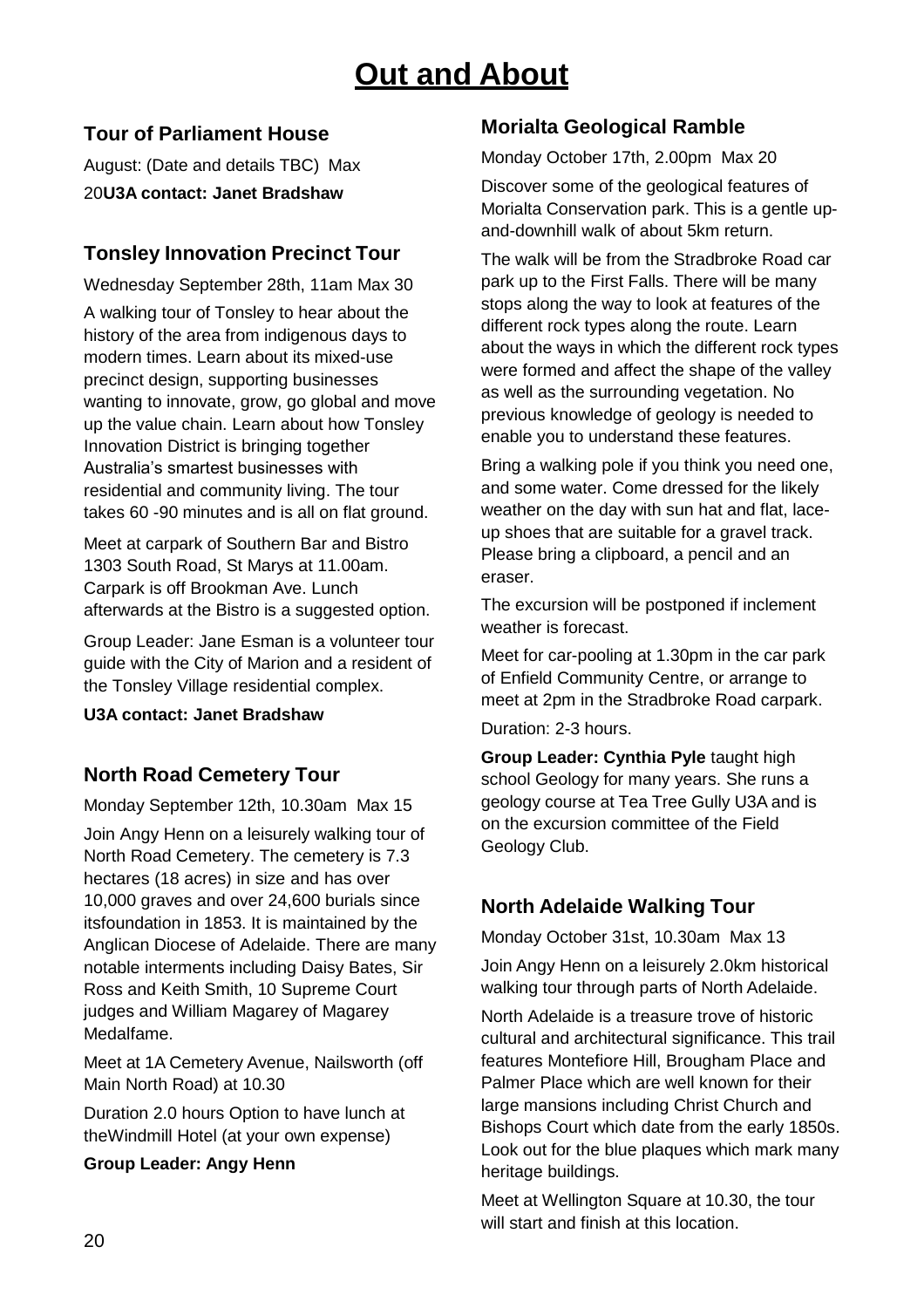// Out and About

# Out and About

### Tour of Parliament House

August: (Date and details TBC) Max 20**U3A contact: Janet Bradshaw**

### Tonsley Innovation Precinct Tour

Wednesday September 28th, 11am Max 30

A walking tour of Tonsley to hear about the history of the area from indigenous days to modern times. Learn about its mixed-use precinct design, supporting businesses wanting to innovate, grow, go global and move up the value chain. Learn about how Tonsley Innovation District is bringing together Australia's smartest businesses with residential and community living. The tour takes 60 -90 minutes and is all on flat ground.

Meet at carpark of Southern Bar and Bistro 1303 South Road, St Marys at 11.00am. Carpark is off Brookman Ave. Lunch afterwards at the Bistro is a suggested option.

Group Leader: Jane Esman is a volunteer tour guide with the City of Marion and a resident of the Tonsley Village residential complex.

**U3A contact: Janet Bradshaw**

### North Road Cemetery Tour

Monday September 12th, 10.30am Max 15

Join Angy Henn on a leisurely walking tour of North Road Cemetery. The cemetery is 7.3 hectares (18 acres) in size and has over 10,000 graves and over 24,600 burials since itsfoundation in 1853. It is maintained by the Anglican Diocese of Adelaide. There are many notable interments including Daisy Bates, Sir Ross and Keith Smith, 10 Supreme Court judges and William Magarey of Magarey Medalfame.

Meet at 1A Cemetery Avenue, Nailsworth (off Main North Road) at 10.30

Duration 2.0 hours Option to have lunch at theWindmill Hotel (at your own expense)

**Group Leader: Angy Henn**

### Morialta Geological Ramble

Monday October 17th, 2.00pm Max 20

Discover some of the geological features of Morialta Conservation park. This is a gentle up-and-downhill walk of about 5km return.

The walk will be from the Stradbroke Road car park up to the First Falls. There will be many stops along the way to look at features of the different rock types along the route. Learn about the ways in which the different rock types were formed and affect the shape of the valley as well as the surrounding vegetation. No previous knowledge of geology is needed to enable you to understand these features.

Bring a walking pole if you think you need one, and some water. Come dressed for the likely weather on the day with sun hat and flat, lace-up shoes that are suitable for a gravel track. Please bring a clipboard, a pencil and an eraser.

The excursion will be postponed if inclement weather is forecast.

Meet for car-pooling at 1.30pm in the car park of Enfield Community Centre, or arrange to meet at 2pm in the Stradbroke Road carpark.

Duration: 2-3 hours.

**Group Leader: Cynthia Pyle** taught high school Geology for many years. She runs a geology course at Tea Tree Gully U3A and is on the excursion committee of the Field Geology Club.

### North Adelaide Walking Tour

Monday October 31st, 10.30am Max 13

Join Angy Henn on a leisurely 2.0km historical walking tour through parts of North Adelaide.

North Adelaide is a treasure trove of historic cultural and architectural significance. This trail features Montefiore Hill, Brougham Place and Palmer Place which are well known for their large mansions including Christ Church and Bishops Court which date from the early 1850s. Look out for the blue plaques which mark many heritage buildings.

Meet at Wellington Square at 10.30, the tour will start and finish at this location.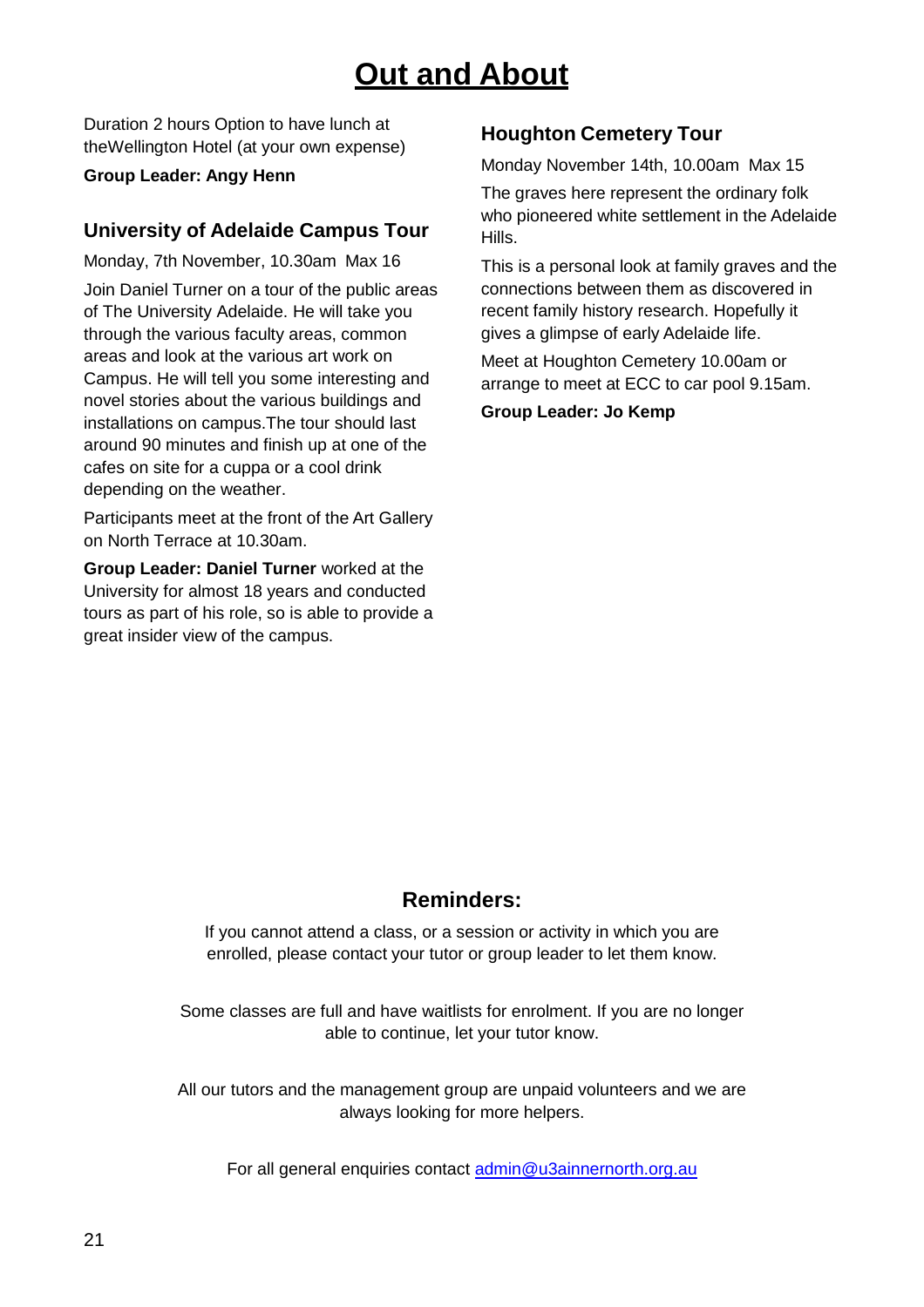# Out and About

Duration 2 hours Option to have lunch at theWellington Hotel (at your own expense)

**Group Leader: Angy Henn**

## University of Adelaide Campus Tour

Monday, 7th November, 10.30am Max 16

Join Daniel Turner on a tour of the public areas of The University Adelaide. He will take you through the various faculty areas, common areas and look at the various art work on Campus. He will tell you some interesting and novel stories about the various buildings and installations on campus.The tour should last around 90 minutes and finish up at one of the cafes on site for a cuppa or a cool drink depending on the weather.

Participants meet at the front of the Art Gallery on North Terrace at 10.30am.

**Group Leader: Daniel Turner** worked at the University for almost 18 years and conducted tours as part of his role, so is able to provide a great insider view of the campus.

## Houghton Cemetery Tour

Monday November 14th, 10.00am Max 15

The graves here represent the ordinary folk who pioneered white settlement in the Adelaide Hills.

This is a personal look at family graves and the connections between them as discovered in recent family history research. Hopefully it gives a glimpse of early Adelaide life.

Meet at Houghton Cemetery 10.00am or arrange to meet at ECC to car pool 9.15am.

**Group Leader: Jo Kemp**

## Reminders:

If you cannot attend a class, or a session or activity in which you are enrolled, please contact your tutor or group leader to let them know.

Some classes are full and have waitlists for enrolment. If you are no longer able to continue, let your tutor know.

All our tutors and the management group are unpaid volunteers and we are always looking for more helpers.

For all general enquiries contact admin@u3ainnernorth.org.au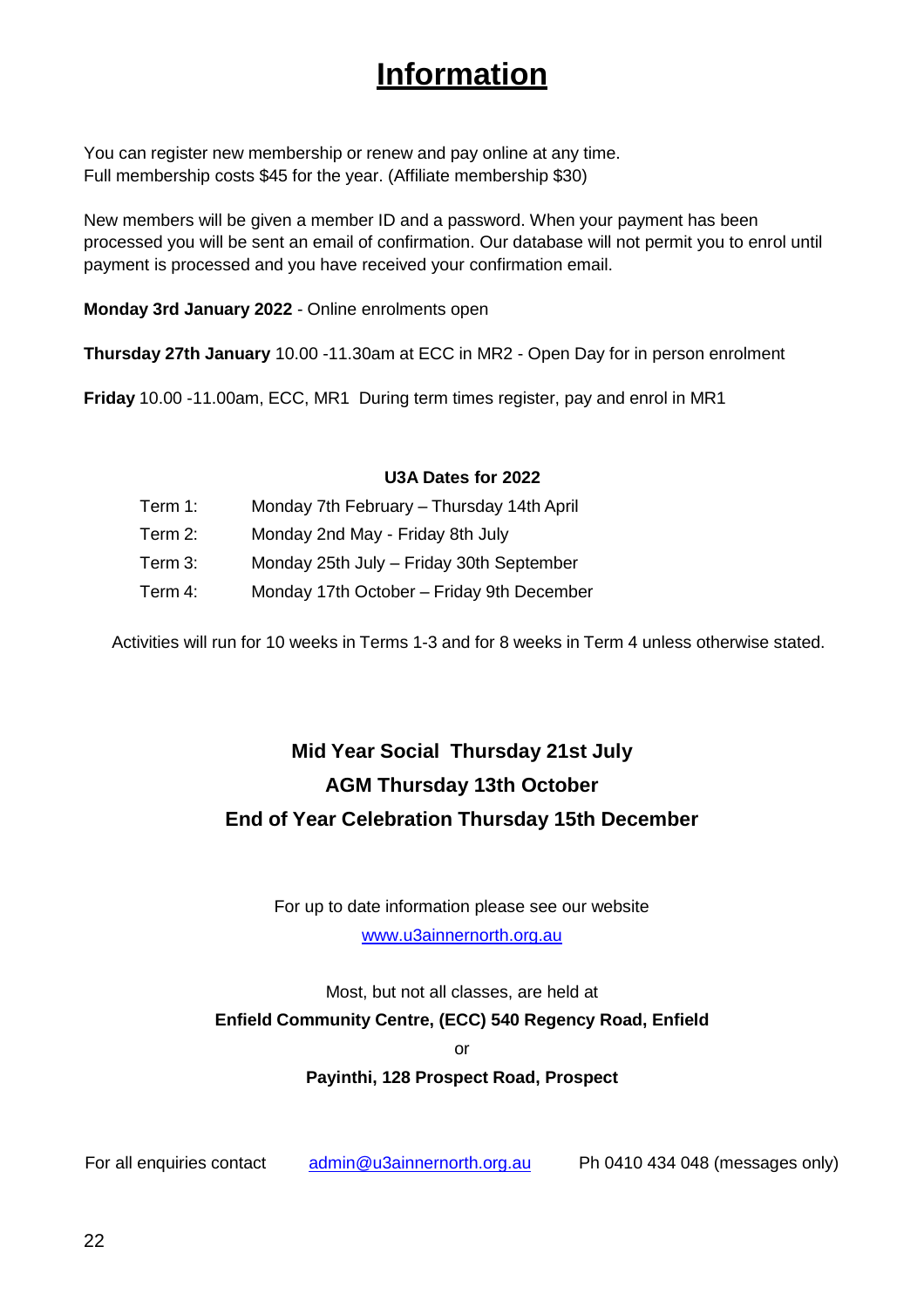# Information

You can register new membership or renew and pay online at any time.
Full membership costs $45 for the year. (Affiliate membership $30)

New members will be given a member ID and a password. When your payment has been processed you will be sent an email of confirmation. Our database will not permit you to enrol until payment is processed and you have received your confirmation email.

**Monday 3rd January 2022** - Online enrolments open

**Thursday 27th January** 10.00 -11.30am at ECC in MR2 - Open Day for in person enrolment

**Friday** 10.00 -11.00am, ECC, MR1 During term times register, pay and enrol in MR1

**U3A Dates for 2022**

| | |
|---|---|
| Term 1: | Monday 7th February – Thursday 14th April |
| Term 2: | Monday 2nd May - Friday 8th July |
| Term 3: | Monday 25th July – Friday 30th September |
| Term 4: | Monday 17th October – Friday 9th December |

Activities will run for 10 weeks in Terms 1-3 and for 8 weeks in Term 4 unless otherwise stated.

**Mid Year Social Thursday 21st July**

**AGM Thursday 13th October**

**End of Year Celebration Thursday 15th December**

For up to date information please see our website
www.u3ainnernorth.org.au

Most, but not all classes, are held at
**Enfield Community Centre, (ECC) 540 Regency Road, Enfield**
or
**Payinthi, 128 Prospect Road, Prospect**

For all enquiries contact admin@u3ainnernorth.org.au Ph 0410 434 048 (messages only)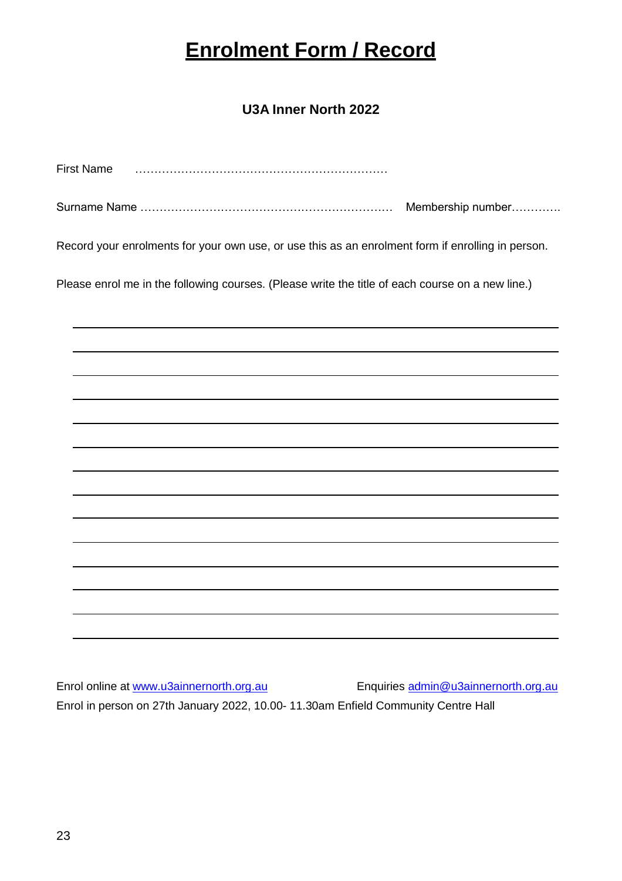# Enrolment Form / Record

### U3A Inner North 2022

First Name ……………………………………………………….

Surname Name ……………………………………………………… Membership number………….

Record your enrolments for your own use, or use this as an enrolment form if enrolling in person.

Please enrol me in the following courses. (Please write the title of each course on a new line.)

Enrol online at www.u3ainnernorth.org.au Enquiries admin@u3ainnernorth.org.au

Enrol in person on 27th January 2022, 10.00- 11.30am Enfield Community Centre Hall